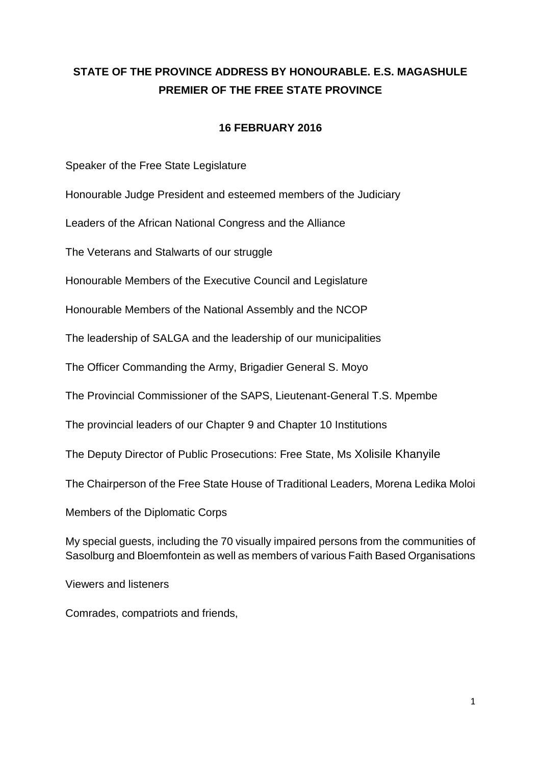# STATE OF THE PROVINCE ADDRESS BY HONOURABLE. E.S. MAGASHULE PREMIER OF THE FREE STATE PROVINCE

## 16 FEBRUARY 2016

Speaker of the Free State Legislature

Honourable Judge President and esteemed members of the Judiciary

Leaders of the African National Congress and the Alliance

The Veterans and Stalwarts of our struggle

Honourable Members of the Executive Council and Legislature

Honourable Members of the National Assembly and the NCOP

The leadership of SALGA and the leadership of our municipalities

The Officer Commanding the Army, Brigadier General S. Moyo

The Provincial Commissioner of the SAPS, Lieutenant-General T.S. Mpembe

The provincial leaders of our Chapter 9 and Chapter 10 Institutions

The Deputy Director of Public Prosecutions: Free State, Ms Xolisile Khanyile

The Chairperson of the Free State House of Traditional Leaders, Morena Ledika Moloi

Members of the Diplomatic Corps

My special guests, including the 70 visually impaired persons from the communities of Sasolburg and Bloemfontein as well as members of various Faith Based Organisations

Viewers and listeners

Comrades, compatriots and friends,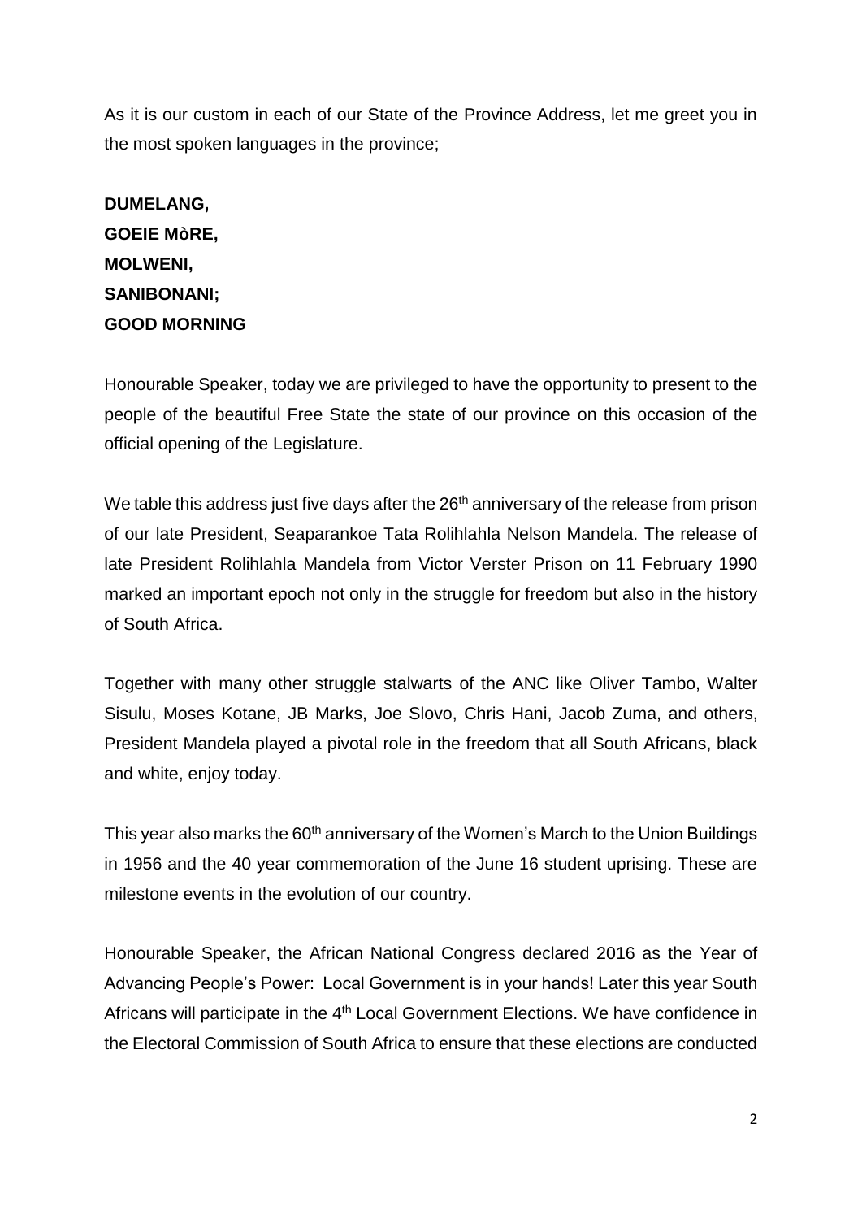As it is our custom in each of our State of the Province Address, let me greet you in the most spoken languages in the province;

**DUMELANG,**
**GOEIE MòRE,**
**MOLWENI,**
**SANIBONANI;**
**GOOD MORNING**

Honourable Speaker, today we are privileged to have the opportunity to present to the people of the beautiful Free State the state of our province on this occasion of the official opening of the Legislature.

We table this address just five days after the 26th anniversary of the release from prison of our late President, Seaparankoe Tata Rolihlahla Nelson Mandela. The release of late President Rolihlahla Mandela from Victor Verster Prison on 11 February 1990 marked an important epoch not only in the struggle for freedom but also in the history of South Africa.

Together with many other struggle stalwarts of the ANC like Oliver Tambo, Walter Sisulu, Moses Kotane, JB Marks, Joe Slovo, Chris Hani, Jacob Zuma, and others, President Mandela played a pivotal role in the freedom that all South Africans, black and white, enjoy today.

This year also marks the 60th anniversary of the Women's March to the Union Buildings in 1956 and the 40 year commemoration of the June 16 student uprising. These are milestone events in the evolution of our country.

Honourable Speaker, the African National Congress declared 2016 as the Year of Advancing People's Power: Local Government is in your hands! Later this year South Africans will participate in the 4th Local Government Elections. We have confidence in the Electoral Commission of South Africa to ensure that these elections are conducted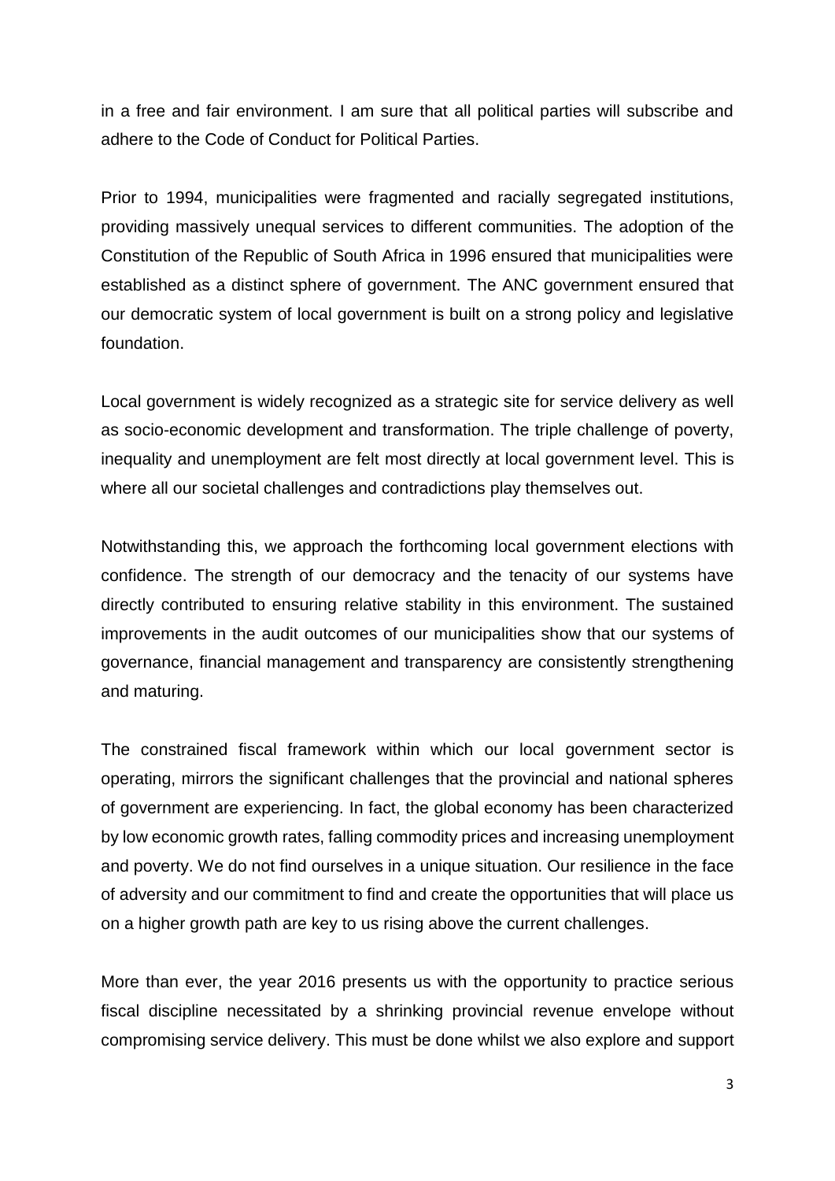in a free and fair environment. I am sure that all political parties will subscribe and adhere to the Code of Conduct for Political Parties.

Prior to 1994, municipalities were fragmented and racially segregated institutions, providing massively unequal services to different communities. The adoption of the Constitution of the Republic of South Africa in 1996 ensured that municipalities were established as a distinct sphere of government. The ANC government ensured that our democratic system of local government is built on a strong policy and legislative foundation.

Local government is widely recognized as a strategic site for service delivery as well as socio-economic development and transformation. The triple challenge of poverty, inequality and unemployment are felt most directly at local government level. This is where all our societal challenges and contradictions play themselves out.

Notwithstanding this, we approach the forthcoming local government elections with confidence. The strength of our democracy and the tenacity of our systems have directly contributed to ensuring relative stability in this environment. The sustained improvements in the audit outcomes of our municipalities show that our systems of governance, financial management and transparency are consistently strengthening and maturing.

The constrained fiscal framework within which our local government sector is operating, mirrors the significant challenges that the provincial and national spheres of government are experiencing. In fact, the global economy has been characterized by low economic growth rates, falling commodity prices and increasing unemployment and poverty. We do not find ourselves in a unique situation. Our resilience in the face of adversity and our commitment to find and create the opportunities that will place us on a higher growth path are key to us rising above the current challenges.

More than ever, the year 2016 presents us with the opportunity to practice serious fiscal discipline necessitated by a shrinking provincial revenue envelope without compromising service delivery. This must be done whilst we also explore and support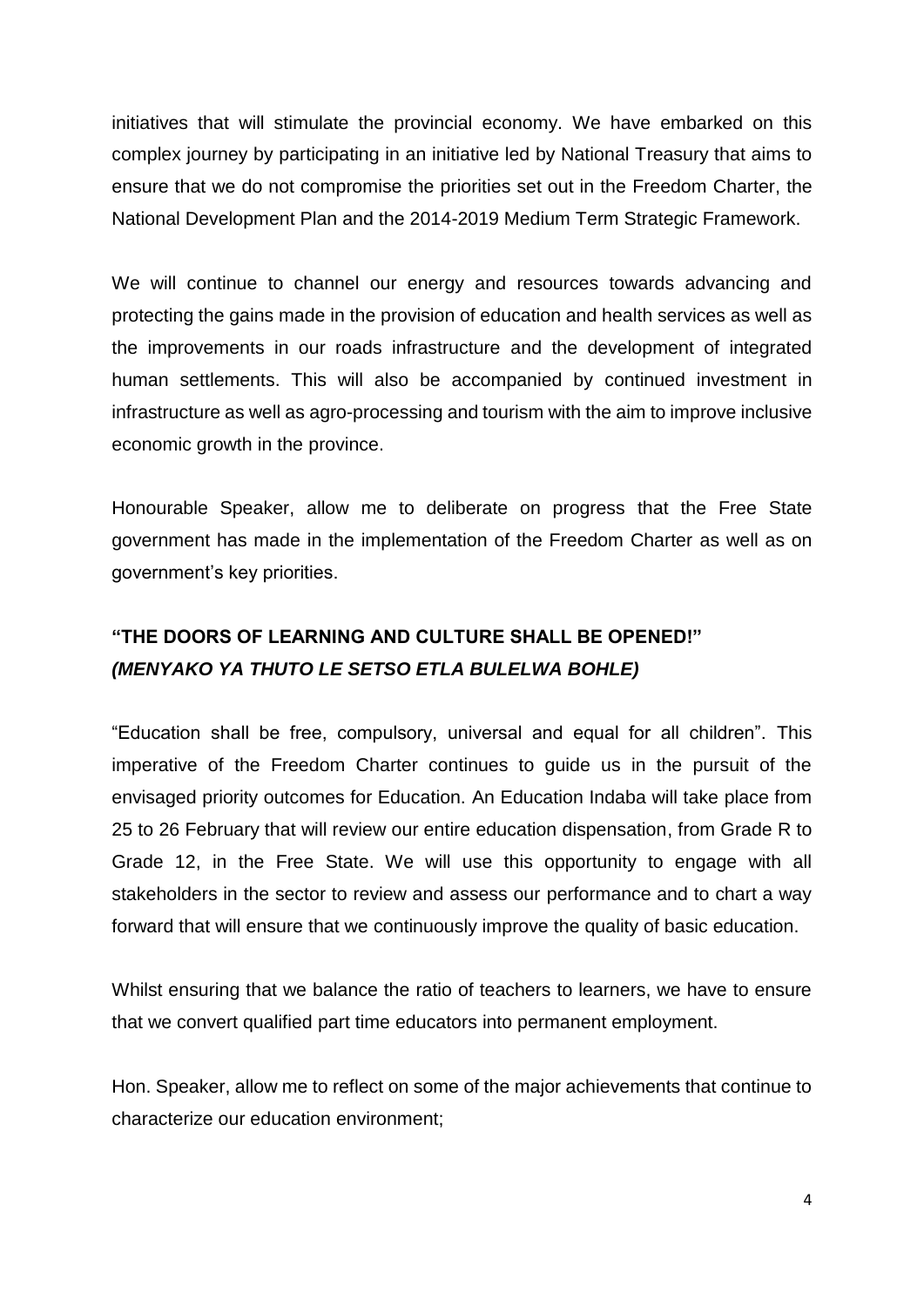initiatives that will stimulate the provincial economy. We have embarked on this complex journey by participating in an initiative led by National Treasury that aims to ensure that we do not compromise the priorities set out in the Freedom Charter, the National Development Plan and the 2014-2019 Medium Term Strategic Framework.

We will continue to channel our energy and resources towards advancing and protecting the gains made in the provision of education and health services as well as the improvements in our roads infrastructure and the development of integrated human settlements. This will also be accompanied by continued investment in infrastructure as well as agro-processing and tourism with the aim to improve inclusive economic growth in the province.

Honourable Speaker, allow me to deliberate on progress that the Free State government has made in the implementation of the Freedom Charter as well as on government's key priorities.

## "THE DOORS OF LEARNING AND CULTURE SHALL BE OPENED!"
### *(MENYAKO YA THUTO LE SETSO ETLA BULELWA BOHLE)*

"Education shall be free, compulsory, universal and equal for all children". This imperative of the Freedom Charter continues to guide us in the pursuit of the envisaged priority outcomes for Education. An Education Indaba will take place from 25 to 26 February that will review our entire education dispensation, from Grade R to Grade 12, in the Free State. We will use this opportunity to engage with all stakeholders in the sector to review and assess our performance and to chart a way forward that will ensure that we continuously improve the quality of basic education.

Whilst ensuring that we balance the ratio of teachers to learners, we have to ensure that we convert qualified part time educators into permanent employment.

Hon. Speaker, allow me to reflect on some of the major achievements that continue to characterize our education environment;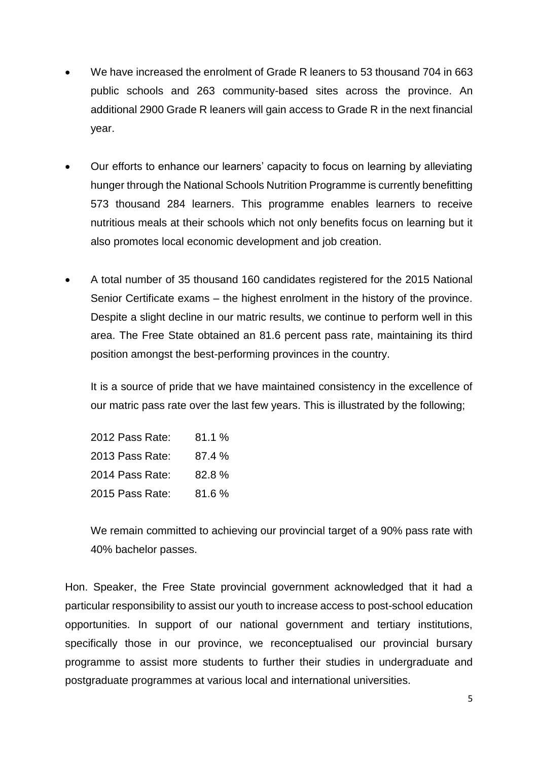- We have increased the enrolment of Grade R leaners to 53 thousand 704 in 663 public schools and 263 community-based sites across the province. An additional 2900 Grade R leaners will gain access to Grade R in the next financial year.

- Our efforts to enhance our learners' capacity to focus on learning by alleviating hunger through the National Schools Nutrition Programme is currently benefitting 573 thousand 284 learners. This programme enables learners to receive nutritious meals at their schools which not only benefits focus on learning but it also promotes local economic development and job creation.

- A total number of 35 thousand 160 candidates registered for the 2015 National Senior Certificate exams – the highest enrolment in the history of the province. Despite a slight decline in our matric results, we continue to perform well in this area. The Free State obtained an 81.6 percent pass rate, maintaining its third position amongst the best-performing provinces in the country.

  It is a source of pride that we have maintained consistency in the excellence of our matric pass rate over the last few years. This is illustrated by the following;

  2012 Pass Rate: 81.1 %
  2013 Pass Rate: 87.4 %
  2014 Pass Rate: 82.8 %
  2015 Pass Rate: 81.6 %

  We remain committed to achieving our provincial target of a 90% pass rate with 40% bachelor passes.

Hon. Speaker, the Free State provincial government acknowledged that it had a particular responsibility to assist our youth to increase access to post-school education opportunities. In support of our national government and tertiary institutions, specifically those in our province, we reconceptualised our provincial bursary programme to assist more students to further their studies in undergraduate and postgraduate programmes at various local and international universities.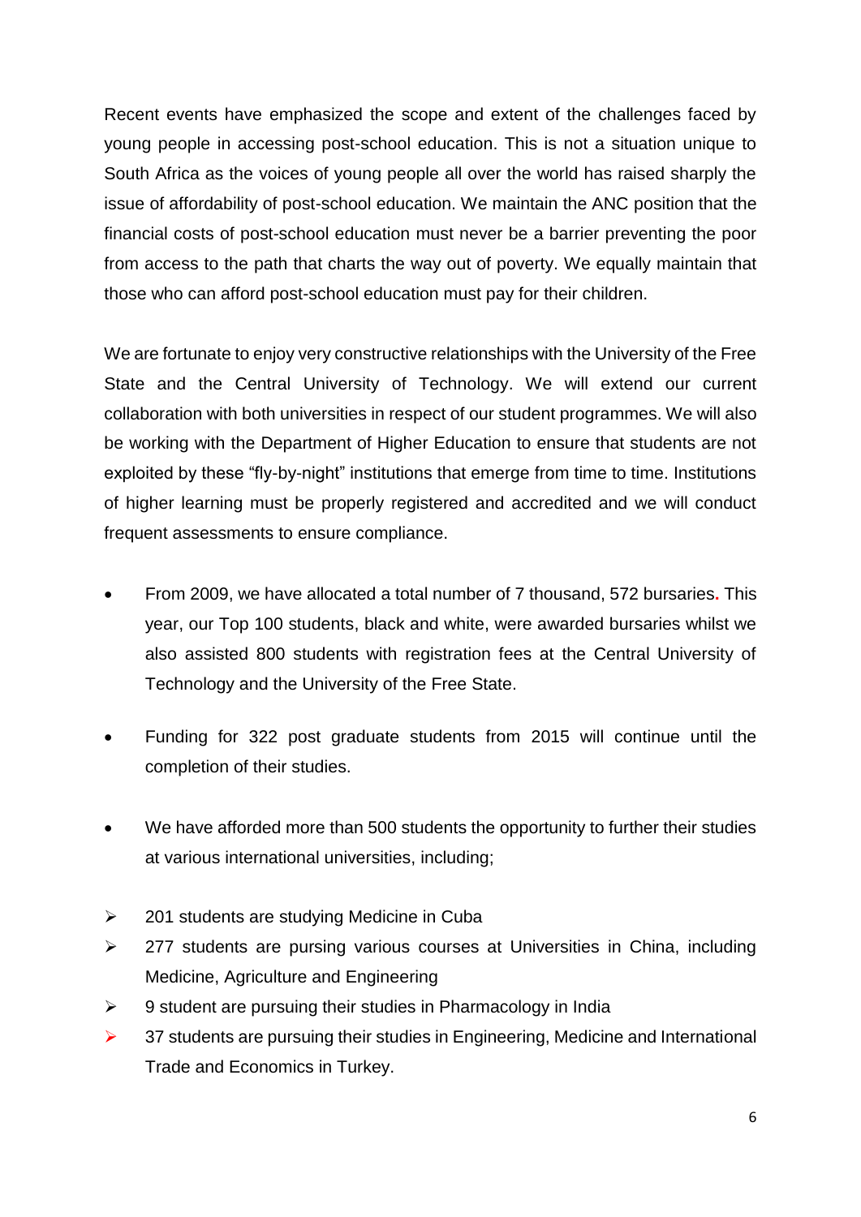Recent events have emphasized the scope and extent of the challenges faced by young people in accessing post-school education. This is not a situation unique to South Africa as the voices of young people all over the world has raised sharply the issue of affordability of post-school education. We maintain the ANC position that the financial costs of post-school education must never be a barrier preventing the poor from access to the path that charts the way out of poverty. We equally maintain that those who can afford post-school education must pay for their children.

We are fortunate to enjoy very constructive relationships with the University of the Free State and the Central University of Technology. We will extend our current collaboration with both universities in respect of our student programmes. We will also be working with the Department of Higher Education to ensure that students are not exploited by these "fly-by-night" institutions that emerge from time to time. Institutions of higher learning must be properly registered and accredited and we will conduct frequent assessments to ensure compliance.

- From 2009, we have allocated a total number of 7 thousand, 572 bursaries. This year, our Top 100 students, black and white, were awarded bursaries whilst we also assisted 800 students with registration fees at the Central University of Technology and the University of the Free State.

- Funding for 322 post graduate students from 2015 will continue until the completion of their studies.

- We have afforded more than 500 students the opportunity to further their studies at various international universities, including;

  - 201 students are studying Medicine in Cuba
  - 277 students are pursing various courses at Universities in China, including Medicine, Agriculture and Engineering
  - 9 student are pursuing their studies in Pharmacology in India
  - 37 students are pursuing their studies in Engineering, Medicine and International Trade and Economics in Turkey.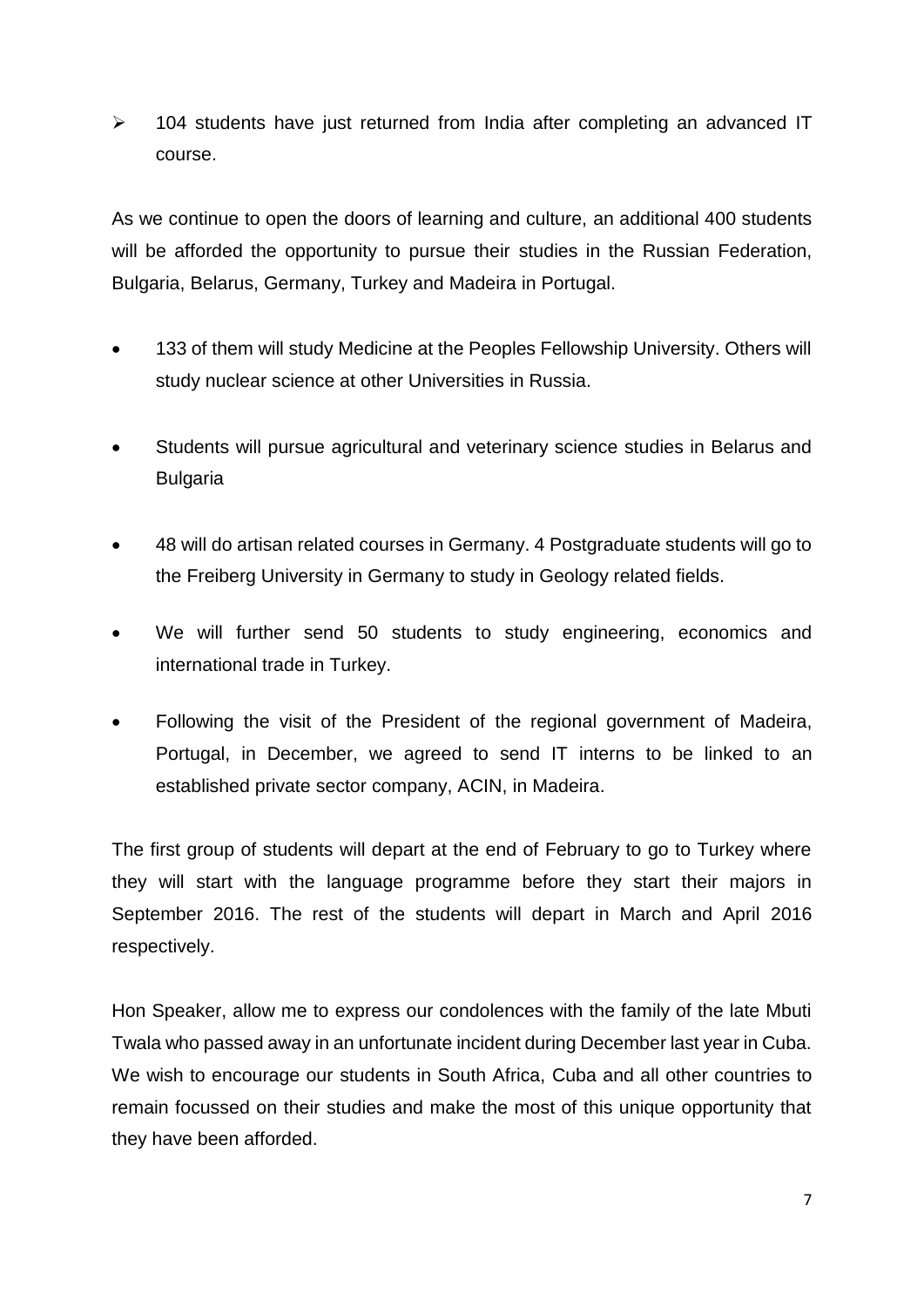- 104 students have just returned from India after completing an advanced IT course.

As we continue to open the doors of learning and culture, an additional 400 students will be afforded the opportunity to pursue their studies in the Russian Federation, Bulgaria, Belarus, Germany, Turkey and Madeira in Portugal.

- 133 of them will study Medicine at the Peoples Fellowship University. Others will study nuclear science at other Universities in Russia.
- Students will pursue agricultural and veterinary science studies in Belarus and Bulgaria
- 48 will do artisan related courses in Germany. 4 Postgraduate students will go to the Freiberg University in Germany to study in Geology related fields.
- We will further send 50 students to study engineering, economics and international trade in Turkey.
- Following the visit of the President of the regional government of Madeira, Portugal, in December, we agreed to send IT interns to be linked to an established private sector company, ACIN, in Madeira.

The first group of students will depart at the end of February to go to Turkey where they will start with the language programme before they start their majors in September 2016. The rest of the students will depart in March and April 2016 respectively.

Hon Speaker, allow me to express our condolences with the family of the late Mbuti Twala who passed away in an unfortunate incident during December last year in Cuba. We wish to encourage our students in South Africa, Cuba and all other countries to remain focussed on their studies and make the most of this unique opportunity that they have been afforded.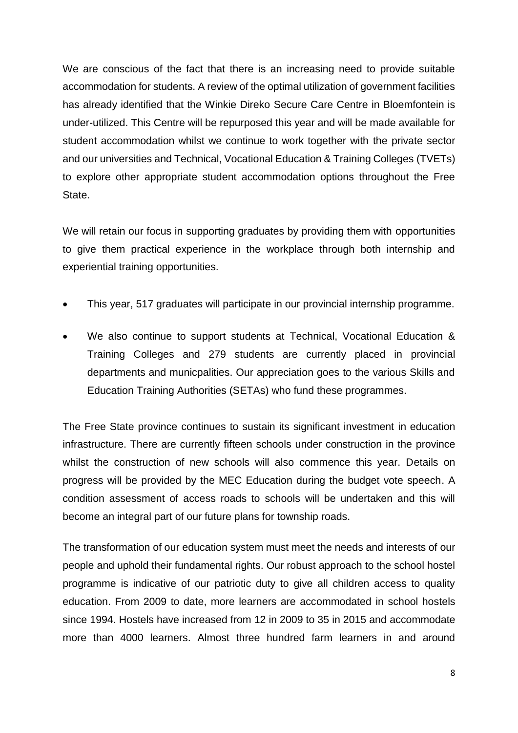We are conscious of the fact that there is an increasing need to provide suitable accommodation for students. A review of the optimal utilization of government facilities has already identified that the Winkie Direko Secure Care Centre in Bloemfontein is under-utilized. This Centre will be repurposed this year and will be made available for student accommodation whilst we continue to work together with the private sector and our universities and Technical, Vocational Education & Training Colleges (TVETs) to explore other appropriate student accommodation options throughout the Free State.

We will retain our focus in supporting graduates by providing them with opportunities to give them practical experience in the workplace through both internship and experiential training opportunities.

- This year, 517 graduates will participate in our provincial internship programme.
- We also continue to support students at Technical, Vocational Education & Training Colleges and 279 students are currently placed in provincial departments and municpalities. Our appreciation goes to the various Skills and Education Training Authorities (SETAs) who fund these programmes.

The Free State province continues to sustain its significant investment in education infrastructure. There are currently fifteen schools under construction in the province whilst the construction of new schools will also commence this year. Details on progress will be provided by the MEC Education during the budget vote speech. A condition assessment of access roads to schools will be undertaken and this will become an integral part of our future plans for township roads.

The transformation of our education system must meet the needs and interests of our people and uphold their fundamental rights. Our robust approach to the school hostel programme is indicative of our patriotic duty to give all children access to quality education. From 2009 to date, more learners are accommodated in school hostels since 1994. Hostels have increased from 12 in 2009 to 35 in 2015 and accommodate more than 4000 learners. Almost three hundred farm learners in and around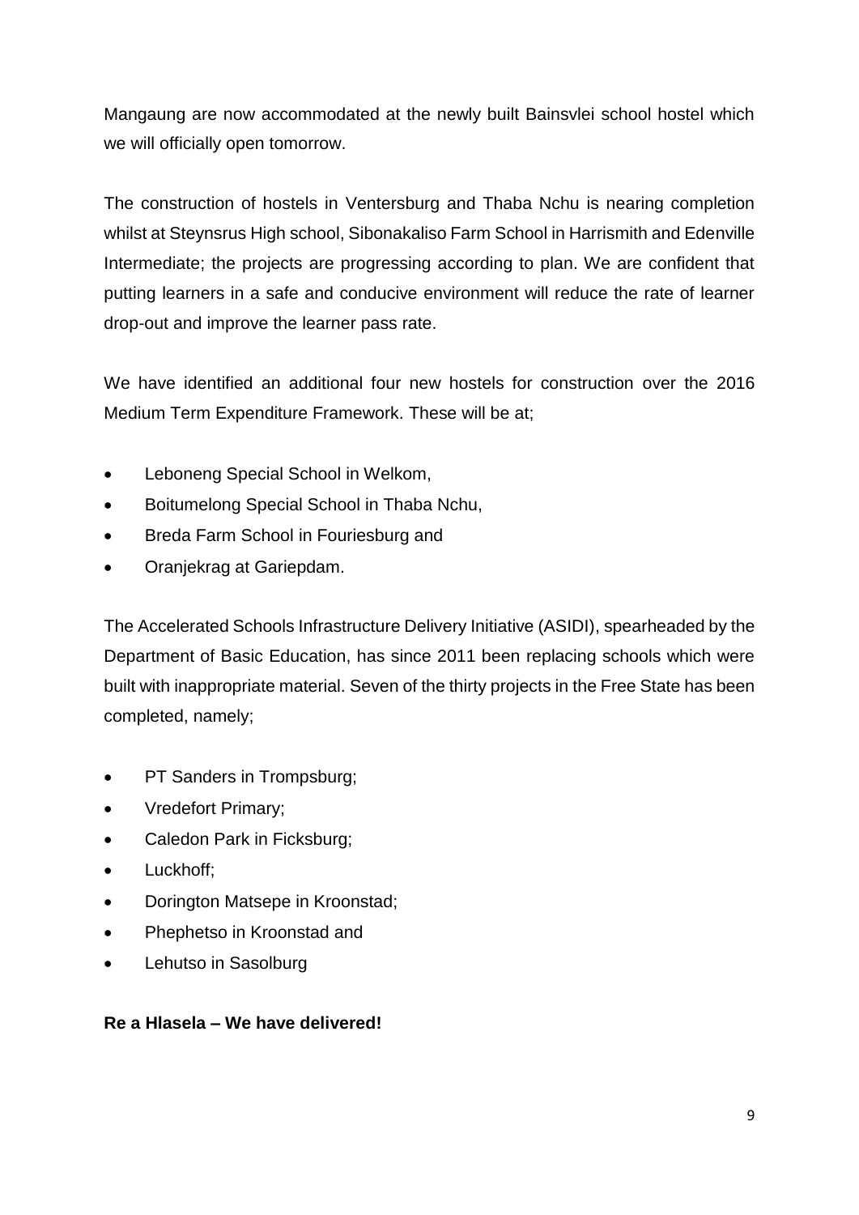Mangaung are now accommodated at the newly built Bainsvlei school hostel which we will officially open tomorrow.

The construction of hostels in Ventersburg and Thaba Nchu is nearing completion whilst at Steynsrus High school, Sibonakaliso Farm School in Harrismith and Edenville Intermediate; the projects are progressing according to plan. We are confident that putting learners in a safe and conducive environment will reduce the rate of learner drop-out and improve the learner pass rate.

We have identified an additional four new hostels for construction over the 2016 Medium Term Expenditure Framework. These will be at;

- Leboneng Special School in Welkom,
- Boitumelong Special School in Thaba Nchu,
- Breda Farm School in Fouriesburg and
- Oranjekrag at Gariepdam.

The Accelerated Schools Infrastructure Delivery Initiative (ASIDI), spearheaded by the Department of Basic Education, has since 2011 been replacing schools which were built with inappropriate material. Seven of the thirty projects in the Free State has been completed, namely;

- PT Sanders in Trompsburg;
- Vredefort Primary;
- Caledon Park in Ficksburg;
- Luckhoff;
- Dorington Matsepe in Kroonstad;
- Phephetso in Kroonstad and
- Lehutso in Sasolburg

**Re a Hlasela – We have delivered!**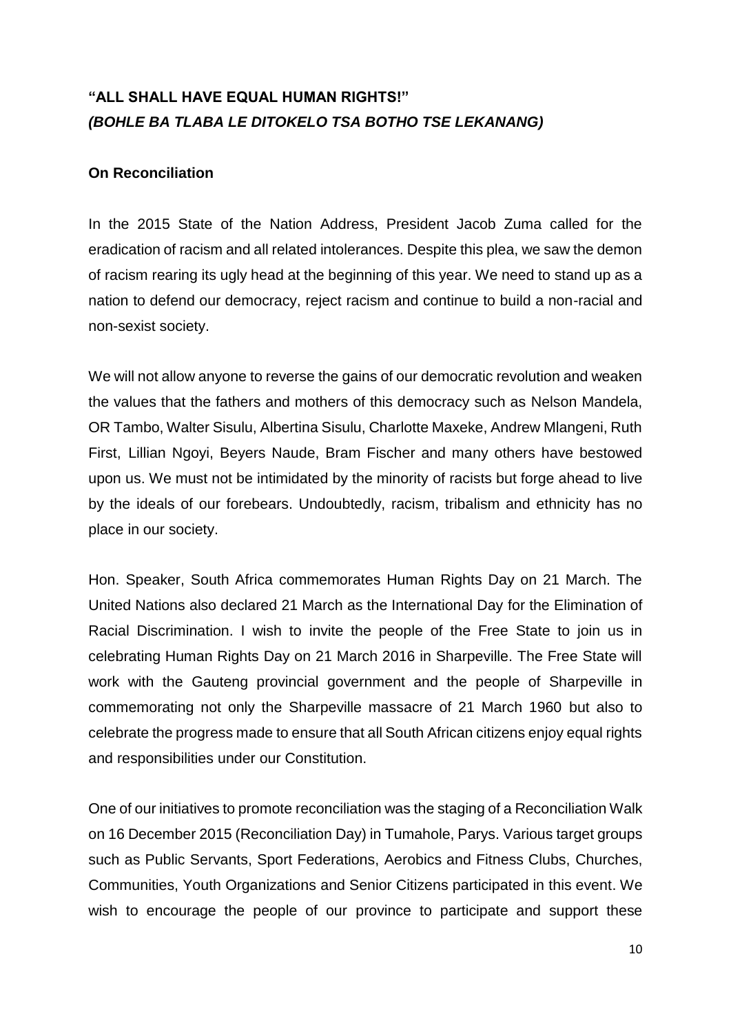## **"ALL SHALL HAVE EQUAL HUMAN RIGHTS!"**
## ***(BOHLE BA TLABA LE DITOKELO TSA BOTHO TSE LEKANANG)***

### **On Reconciliation**

In the 2015 State of the Nation Address, President Jacob Zuma called for the eradication of racism and all related intolerances. Despite this plea, we saw the demon of racism rearing its ugly head at the beginning of this year. We need to stand up as a nation to defend our democracy, reject racism and continue to build a non-racial and non-sexist society.

We will not allow anyone to reverse the gains of our democratic revolution and weaken the values that the fathers and mothers of this democracy such as Nelson Mandela, OR Tambo, Walter Sisulu, Albertina Sisulu, Charlotte Maxeke, Andrew Mlangeni, Ruth First, Lillian Ngoyi, Beyers Naude, Bram Fischer and many others have bestowed upon us. We must not be intimidated by the minority of racists but forge ahead to live by the ideals of our forebears. Undoubtedly, racism, tribalism and ethnicity has no place in our society.

Hon. Speaker, South Africa commemorates Human Rights Day on 21 March. The United Nations also declared 21 March as the International Day for the Elimination of Racial Discrimination. I wish to invite the people of the Free State to join us in celebrating Human Rights Day on 21 March 2016 in Sharpeville. The Free State will work with the Gauteng provincial government and the people of Sharpeville in commemorating not only the Sharpeville massacre of 21 March 1960 but also to celebrate the progress made to ensure that all South African citizens enjoy equal rights and responsibilities under our Constitution.

One of our initiatives to promote reconciliation was the staging of a Reconciliation Walk on 16 December 2015 (Reconciliation Day) in Tumahole, Parys. Various target groups such as Public Servants, Sport Federations, Aerobics and Fitness Clubs, Churches, Communities, Youth Organizations and Senior Citizens participated in this event. We wish to encourage the people of our province to participate and support these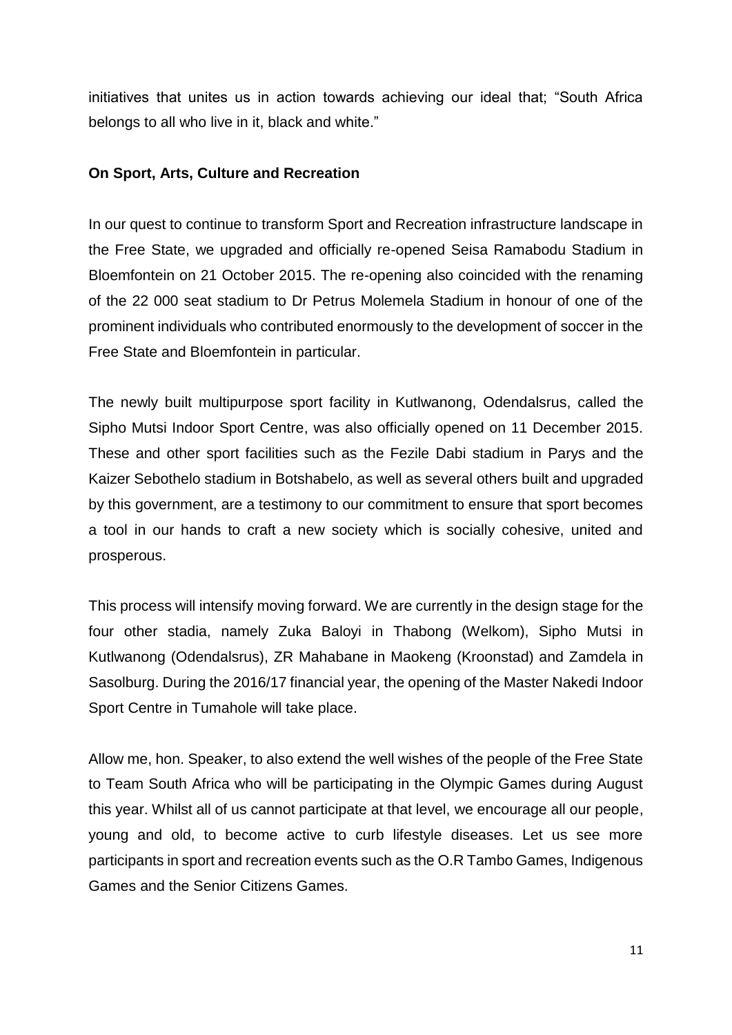initiatives that unites us in action towards achieving our ideal that; "South Africa belongs to all who live in it, black and white."

**On Sport, Arts, Culture and Recreation**

In our quest to continue to transform Sport and Recreation infrastructure landscape in the Free State, we upgraded and officially re-opened Seisa Ramabodu Stadium in Bloemfontein on 21 October 2015. The re-opening also coincided with the renaming of the 22 000 seat stadium to Dr Petrus Molemela Stadium in honour of one of the prominent individuals who contributed enormously to the development of soccer in the Free State and Bloemfontein in particular.

The newly built multipurpose sport facility in Kutlwanong, Odendalsrus, called the Sipho Mutsi Indoor Sport Centre, was also officially opened on 11 December 2015. These and other sport facilities such as the Fezile Dabi stadium in Parys and the Kaizer Sebothelo stadium in Botshabelo, as well as several others built and upgraded by this government, are a testimony to our commitment to ensure that sport becomes a tool in our hands to craft a new society which is socially cohesive, united and prosperous.

This process will intensify moving forward. We are currently in the design stage for the four other stadia, namely Zuka Baloyi in Thabong (Welkom), Sipho Mutsi in Kutlwanong (Odendalsrus), ZR Mahabane in Maokeng (Kroonstad) and Zamdela in Sasolburg. During the 2016/17 financial year, the opening of the Master Nakedi Indoor Sport Centre in Tumahole will take place.

Allow me, hon. Speaker, to also extend the well wishes of the people of the Free State to Team South Africa who will be participating in the Olympic Games during August this year. Whilst all of us cannot participate at that level, we encourage all our people, young and old, to become active to curb lifestyle diseases. Let us see more participants in sport and recreation events such as the O.R Tambo Games, Indigenous Games and the Senior Citizens Games.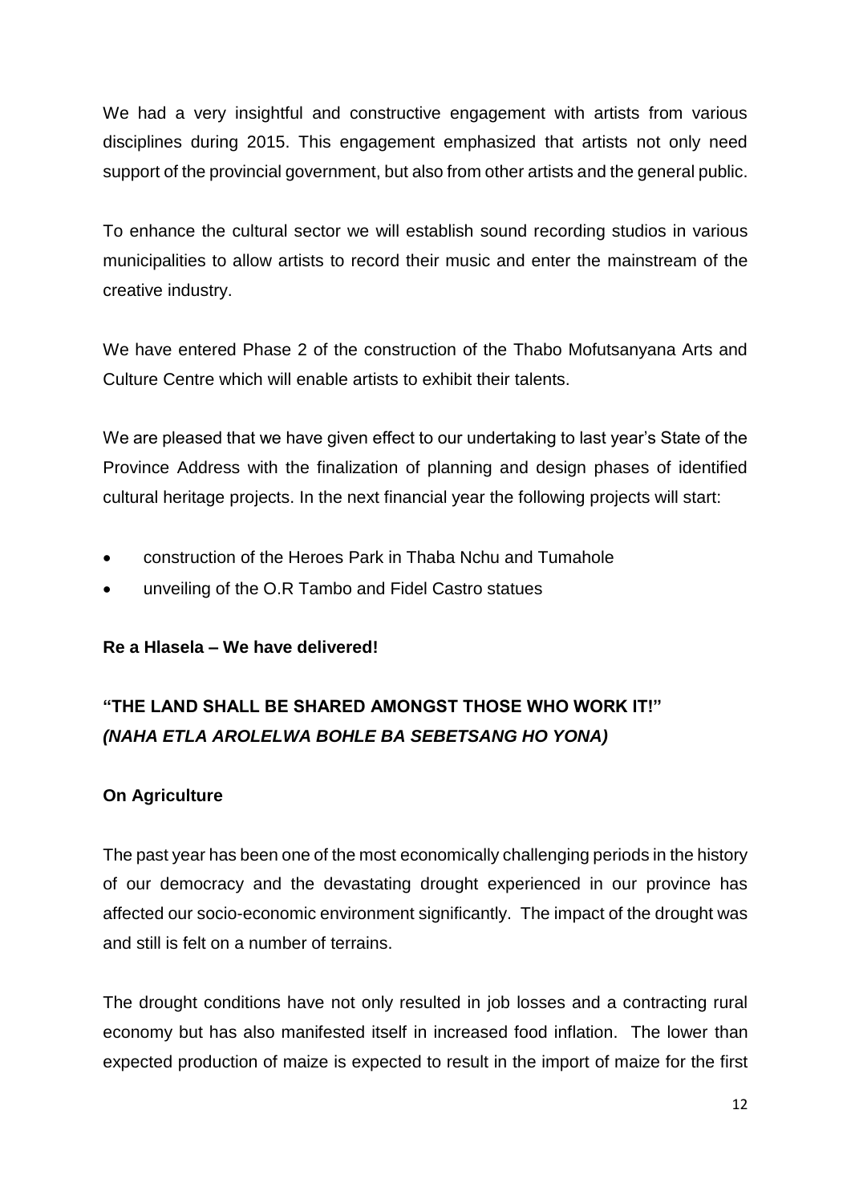We had a very insightful and constructive engagement with artists from various disciplines during 2015. This engagement emphasized that artists not only need support of the provincial government, but also from other artists and the general public.

To enhance the cultural sector we will establish sound recording studios in various municipalities to allow artists to record their music and enter the mainstream of the creative industry.

We have entered Phase 2 of the construction of the Thabo Mofutsanyana Arts and Culture Centre which will enable artists to exhibit their talents.

We are pleased that we have given effect to our undertaking to last year's State of the Province Address with the finalization of planning and design phases of identified cultural heritage projects. In the next financial year the following projects will start:

- construction of the Heroes Park in Thaba Nchu and Tumahole
- unveiling of the O.R Tambo and Fidel Castro statues

**Re a Hlasela – We have delivered!**

## "THE LAND SHALL BE SHARED AMONGST THOSE WHO WORK IT!"
## *(NAHA ETLA AROLELWA BOHLE BA SEBETSANG HO YONA)*

### On Agriculture

The past year has been one of the most economically challenging periods in the history of our democracy and the devastating drought experienced in our province has affected our socio-economic environment significantly. The impact of the drought was and still is felt on a number of terrains.

The drought conditions have not only resulted in job losses and a contracting rural economy but has also manifested itself in increased food inflation. The lower than expected production of maize is expected to result in the import of maize for the first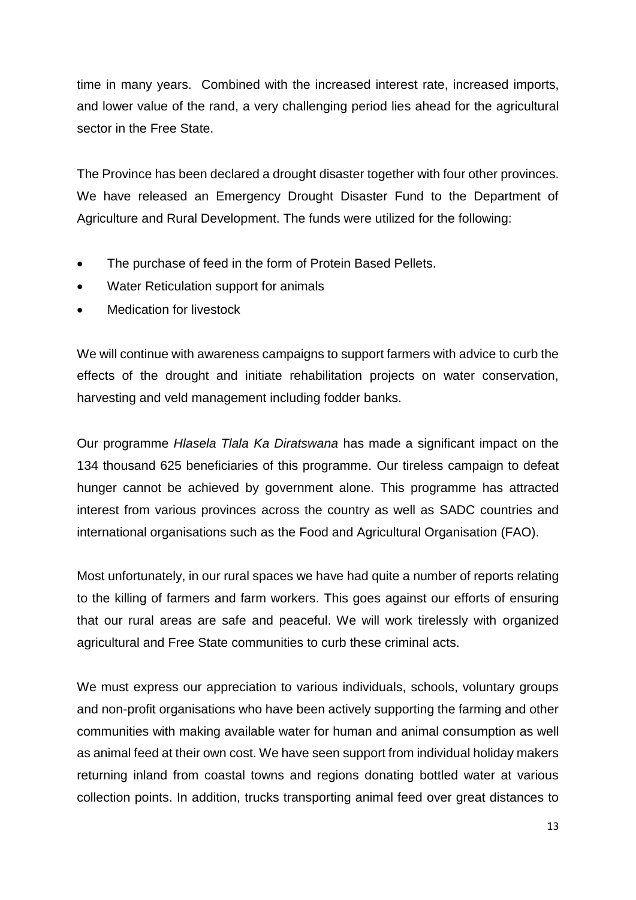time in many years. Combined with the increased interest rate, increased imports, and lower value of the rand, a very challenging period lies ahead for the agricultural sector in the Free State.

The Province has been declared a drought disaster together with four other provinces. We have released an Emergency Drought Disaster Fund to the Department of Agriculture and Rural Development. The funds were utilized for the following:

- The purchase of feed in the form of Protein Based Pellets.
- Water Reticulation support for animals
- Medication for livestock

We will continue with awareness campaigns to support farmers with advice to curb the effects of the drought and initiate rehabilitation projects on water conservation, harvesting and veld management including fodder banks.

Our programme *Hlasela Tlala Ka Diratswana* has made a significant impact on the 134 thousand 625 beneficiaries of this programme. Our tireless campaign to defeat hunger cannot be achieved by government alone. This programme has attracted interest from various provinces across the country as well as SADC countries and international organisations such as the Food and Agricultural Organisation (FAO).

Most unfortunately, in our rural spaces we have had quite a number of reports relating to the killing of farmers and farm workers. This goes against our efforts of ensuring that our rural areas are safe and peaceful. We will work tirelessly with organized agricultural and Free State communities to curb these criminal acts.

We must express our appreciation to various individuals, schools, voluntary groups and non-profit organisations who have been actively supporting the farming and other communities with making available water for human and animal consumption as well as animal feed at their own cost. We have seen support from individual holiday makers returning inland from coastal towns and regions donating bottled water at various collection points. In addition, trucks transporting animal feed over great distances to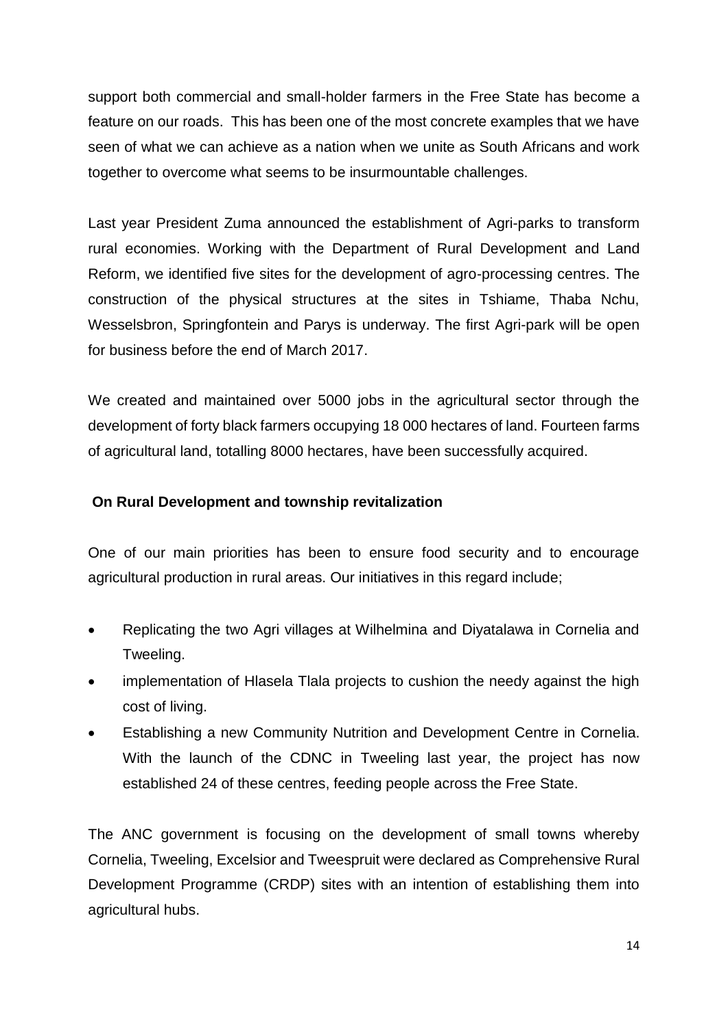support both commercial and small-holder farmers in the Free State has become a feature on our roads. This has been one of the most concrete examples that we have seen of what we can achieve as a nation when we unite as South Africans and work together to overcome what seems to be insurmountable challenges.

Last year President Zuma announced the establishment of Agri-parks to transform rural economies. Working with the Department of Rural Development and Land Reform, we identified five sites for the development of agro-processing centres. The construction of the physical structures at the sites in Tshiame, Thaba Nchu, Wesselsbron, Springfontein and Parys is underway. The first Agri-park will be open for business before the end of March 2017.

We created and maintained over 5000 jobs in the agricultural sector through the development of forty black farmers occupying 18 000 hectares of land. Fourteen farms of agricultural land, totalling 8000 hectares, have been successfully acquired.

**On Rural Development and township revitalization**

One of our main priorities has been to ensure food security and to encourage agricultural production in rural areas. Our initiatives in this regard include;

- Replicating the two Agri villages at Wilhelmina and Diyatalawa in Cornelia and Tweeling.
- implementation of Hlasela Tlala projects to cushion the needy against the high cost of living.
- Establishing a new Community Nutrition and Development Centre in Cornelia. With the launch of the CDNC in Tweeling last year, the project has now established 24 of these centres, feeding people across the Free State.

The ANC government is focusing on the development of small towns whereby Cornelia, Tweeling, Excelsior and Tweespruit were declared as Comprehensive Rural Development Programme (CRDP) sites with an intention of establishing them into agricultural hubs.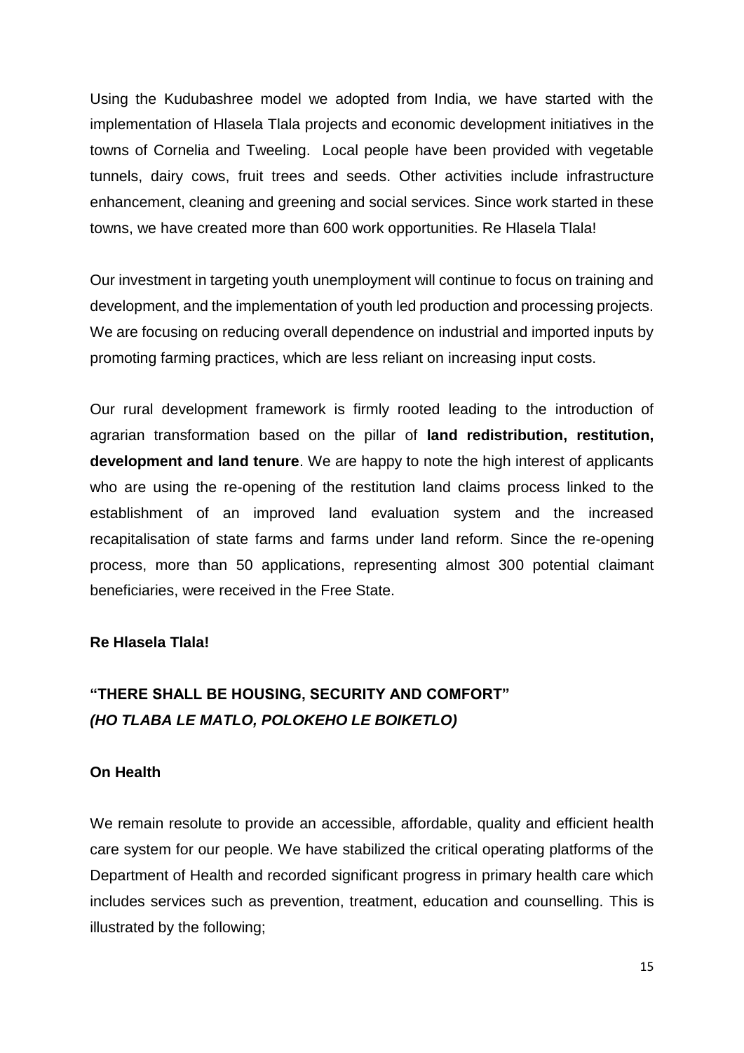Using the Kudubashree model we adopted from India, we have started with the implementation of Hlasela Tlala projects and economic development initiatives in the towns of Cornelia and Tweeling. Local people have been provided with vegetable tunnels, dairy cows, fruit trees and seeds. Other activities include infrastructure enhancement, cleaning and greening and social services. Since work started in these towns, we have created more than 600 work opportunities. Re Hlasela Tlala!

Our investment in targeting youth unemployment will continue to focus on training and development, and the implementation of youth led production and processing projects. We are focusing on reducing overall dependence on industrial and imported inputs by promoting farming practices, which are less reliant on increasing input costs.

Our rural development framework is firmly rooted leading to the introduction of agrarian transformation based on the pillar of **land redistribution, restitution, development and land tenure**. We are happy to note the high interest of applicants who are using the re-opening of the restitution land claims process linked to the establishment of an improved land evaluation system and the increased recapitalisation of state farms and farms under land reform. Since the re-opening process, more than 50 applications, representing almost 300 potential claimant beneficiaries, were received in the Free State.

**Re Hlasela Tlala!**

## "THERE SHALL BE HOUSING, SECURITY AND COMFORT"
## *(HO TLABA LE MATLO, POLOKEHO LE BOIKETLO)*

### On Health

We remain resolute to provide an accessible, affordable, quality and efficient health care system for our people. We have stabilized the critical operating platforms of the Department of Health and recorded significant progress in primary health care which includes services such as prevention, treatment, education and counselling. This is illustrated by the following;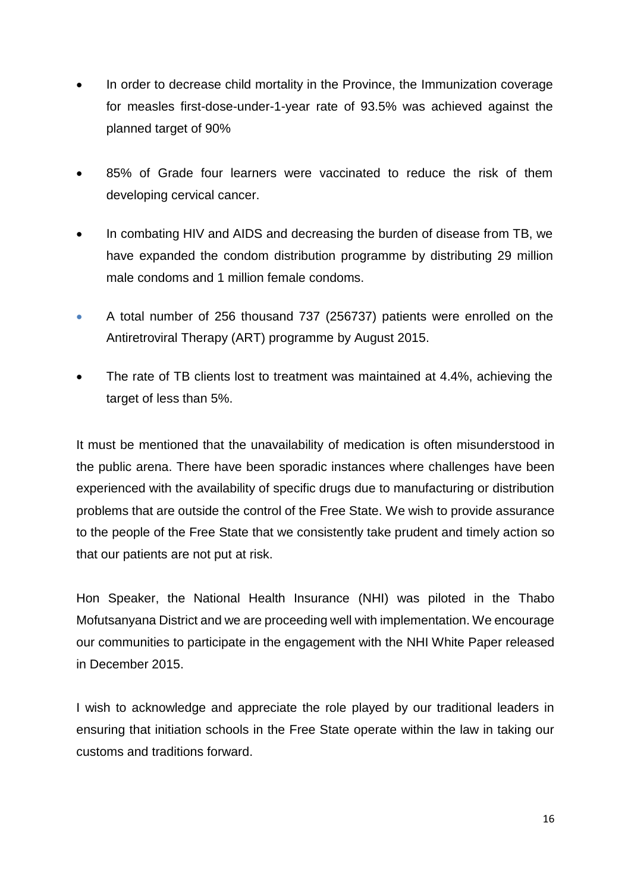- In order to decrease child mortality in the Province, the Immunization coverage for measles first-dose-under-1-year rate of 93.5% was achieved against the planned target of 90%

- 85% of Grade four learners were vaccinated to reduce the risk of them developing cervical cancer.

- In combating HIV and AIDS and decreasing the burden of disease from TB, we have expanded the condom distribution programme by distributing 29 million male condoms and 1 million female condoms.

- A total number of 256 thousand 737 (256737) patients were enrolled on the Antiretroviral Therapy (ART) programme by August 2015.

- The rate of TB clients lost to treatment was maintained at 4.4%, achieving the target of less than 5%.

It must be mentioned that the unavailability of medication is often misunderstood in the public arena. There have been sporadic instances where challenges have been experienced with the availability of specific drugs due to manufacturing or distribution problems that are outside the control of the Free State. We wish to provide assurance to the people of the Free State that we consistently take prudent and timely action so that our patients are not put at risk.

Hon Speaker, the National Health Insurance (NHI) was piloted in the Thabo Mofutsanyana District and we are proceeding well with implementation. We encourage our communities to participate in the engagement with the NHI White Paper released in December 2015.

I wish to acknowledge and appreciate the role played by our traditional leaders in ensuring that initiation schools in the Free State operate within the law in taking our customs and traditions forward.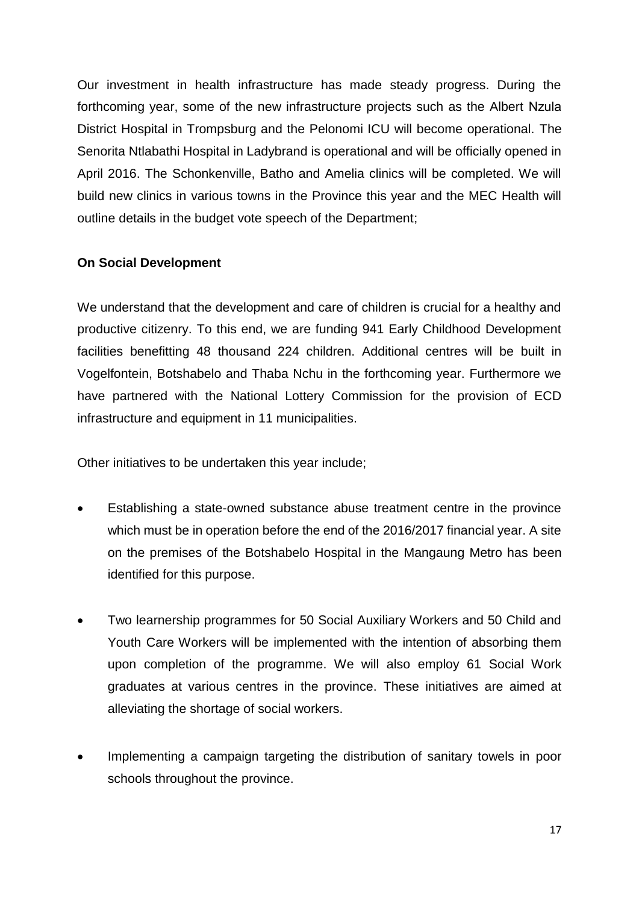Our investment in health infrastructure has made steady progress. During the forthcoming year, some of the new infrastructure projects such as the Albert Nzula District Hospital in Trompsburg and the Pelonomi ICU will become operational. The Senorita Ntlabathi Hospital in Ladybrand is operational and will be officially opened in April 2016. The Schonkenville, Batho and Amelia clinics will be completed. We will build new clinics in various towns in the Province this year and the MEC Health will outline details in the budget vote speech of the Department;

**On Social Development**

We understand that the development and care of children is crucial for a healthy and productive citizenry. To this end, we are funding 941 Early Childhood Development facilities benefitting 48 thousand 224 children. Additional centres will be built in Vogelfontein, Botshabelo and Thaba Nchu in the forthcoming year. Furthermore we have partnered with the National Lottery Commission for the provision of ECD infrastructure and equipment in 11 municipalities.

Other initiatives to be undertaken this year include;

- Establishing a state-owned substance abuse treatment centre in the province which must be in operation before the end of the 2016/2017 financial year. A site on the premises of the Botshabelo Hospital in the Mangaung Metro has been identified for this purpose.

- Two learnership programmes for 50 Social Auxiliary Workers and 50 Child and Youth Care Workers will be implemented with the intention of absorbing them upon completion of the programme. We will also employ 61 Social Work graduates at various centres in the province. These initiatives are aimed at alleviating the shortage of social workers.

- Implementing a campaign targeting the distribution of sanitary towels in poor schools throughout the province.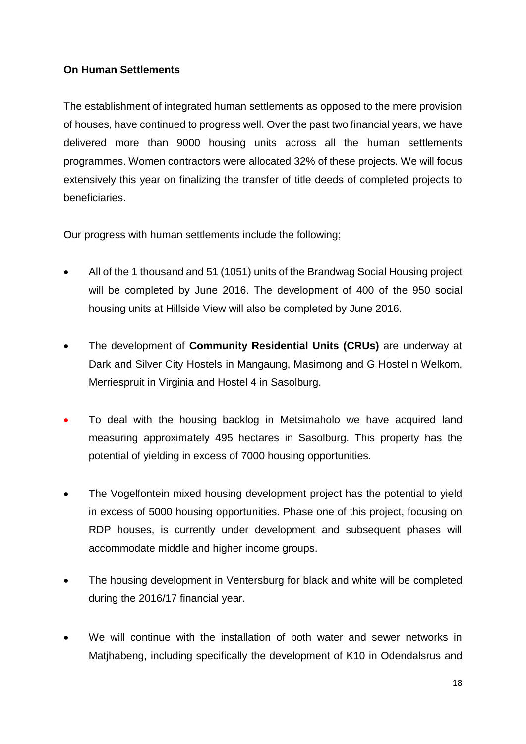**On Human Settlements**

The establishment of integrated human settlements as opposed to the mere provision of houses, have continued to progress well. Over the past two financial years, we have delivered more than 9000 housing units across all the human settlements programmes. Women contractors were allocated 32% of these projects. We will focus extensively this year on finalizing the transfer of title deeds of completed projects to beneficiaries.

Our progress with human settlements include the following;

- All of the 1 thousand and 51 (1051) units of the Brandwag Social Housing project will be completed by June 2016. The development of 400 of the 950 social housing units at Hillside View will also be completed by June 2016.
- The development of **Community Residential Units (CRUs)** are underway at Dark and Silver City Hostels in Mangaung, Masimong and G Hostel n Welkom, Merriespruit in Virginia and Hostel 4 in Sasolburg.
- To deal with the housing backlog in Metsimaholo we have acquired land measuring approximately 495 hectares in Sasolburg. This property has the potential of yielding in excess of 7000 housing opportunities.
- The Vogelfontein mixed housing development project has the potential to yield in excess of 5000 housing opportunities. Phase one of this project, focusing on RDP houses, is currently under development and subsequent phases will accommodate middle and higher income groups.
- The housing development in Ventersburg for black and white will be completed during the 2016/17 financial year.
- We will continue with the installation of both water and sewer networks in Matjhabeng, including specifically the development of K10 in Odendalsrus and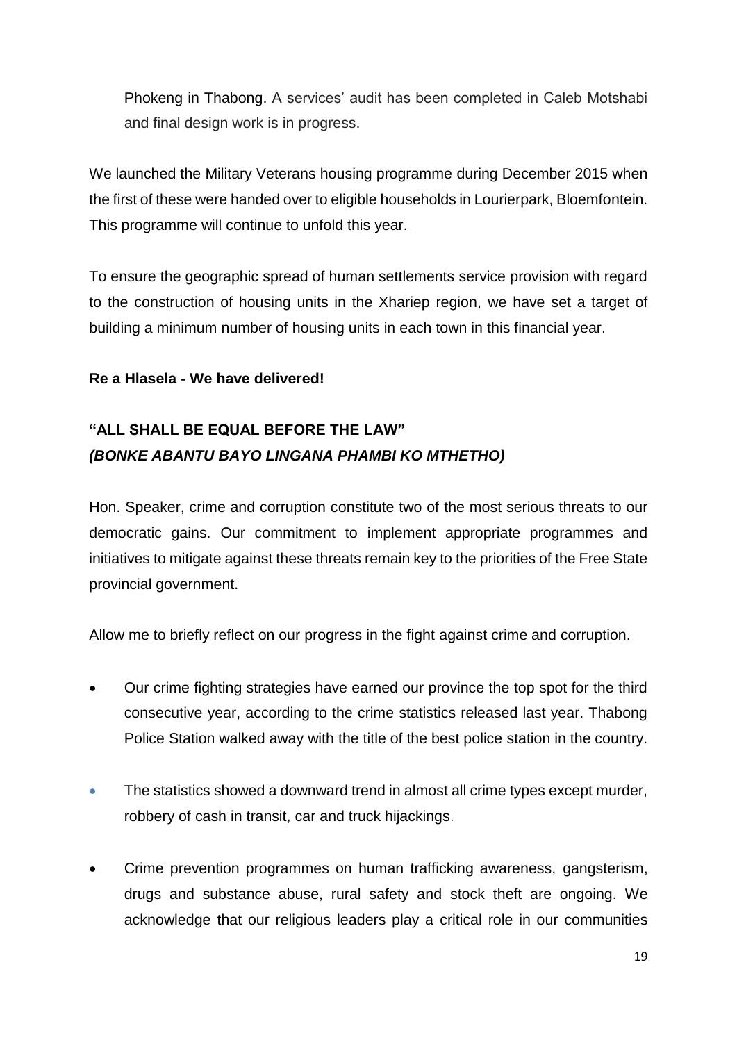Phokeng in Thabong. A services' audit has been completed in Caleb Motshabi and final design work is in progress.

We launched the Military Veterans housing programme during December 2015 when the first of these were handed over to eligible households in Lourierpark, Bloemfontein. This programme will continue to unfold this year.

To ensure the geographic spread of human settlements service provision with regard to the construction of housing units in the Xhariep region, we have set a target of building a minimum number of housing units in each town in this financial year.

**Re a Hlasela - We have delivered!**

**"ALL SHALL BE EQUAL BEFORE THE LAW"**
***(BONKE ABANTU BAYO LINGANA PHAMBI KO MTHETHO)***

Hon. Speaker, crime and corruption constitute two of the most serious threats to our democratic gains. Our commitment to implement appropriate programmes and initiatives to mitigate against these threats remain key to the priorities of the Free State provincial government.

Allow me to briefly reflect on our progress in the fight against crime and corruption.

- Our crime fighting strategies have earned our province the top spot for the third consecutive year, according to the crime statistics released last year. Thabong Police Station walked away with the title of the best police station in the country.
- The statistics showed a downward trend in almost all crime types except murder, robbery of cash in transit, car and truck hijackings.
- Crime prevention programmes on human trafficking awareness, gangsterism, drugs and substance abuse, rural safety and stock theft are ongoing. We acknowledge that our religious leaders play a critical role in our communities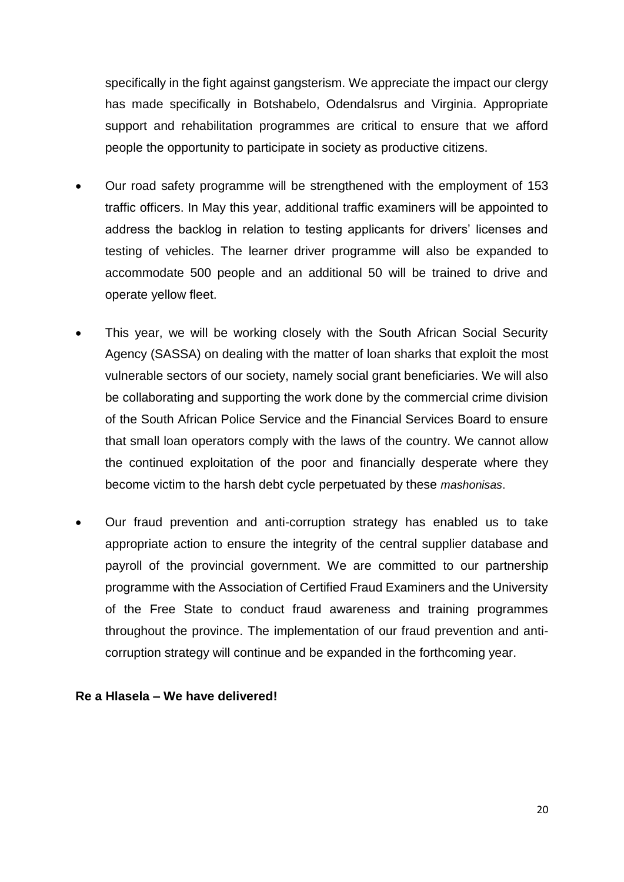specifically in the fight against gangsterism. We appreciate the impact our clergy has made specifically in Botshabelo, Odendalsrus and Virginia. Appropriate support and rehabilitation programmes are critical to ensure that we afford people the opportunity to participate in society as productive citizens.

- Our road safety programme will be strengthened with the employment of 153 traffic officers. In May this year, additional traffic examiners will be appointed to address the backlog in relation to testing applicants for drivers' licenses and testing of vehicles. The learner driver programme will also be expanded to accommodate 500 people and an additional 50 will be trained to drive and operate yellow fleet.

- This year, we will be working closely with the South African Social Security Agency (SASSA) on dealing with the matter of loan sharks that exploit the most vulnerable sectors of our society, namely social grant beneficiaries. We will also be collaborating and supporting the work done by the commercial crime division of the South African Police Service and the Financial Services Board to ensure that small loan operators comply with the laws of the country. We cannot allow the continued exploitation of the poor and financially desperate where they become victim to the harsh debt cycle perpetuated by these *mashonisas*.

- Our fraud prevention and anti-corruption strategy has enabled us to take appropriate action to ensure the integrity of the central supplier database and payroll of the provincial government. We are committed to our partnership programme with the Association of Certified Fraud Examiners and the University of the Free State to conduct fraud awareness and training programmes throughout the province. The implementation of our fraud prevention and anti-corruption strategy will continue and be expanded in the forthcoming year.

**Re a Hlasela – We have delivered!**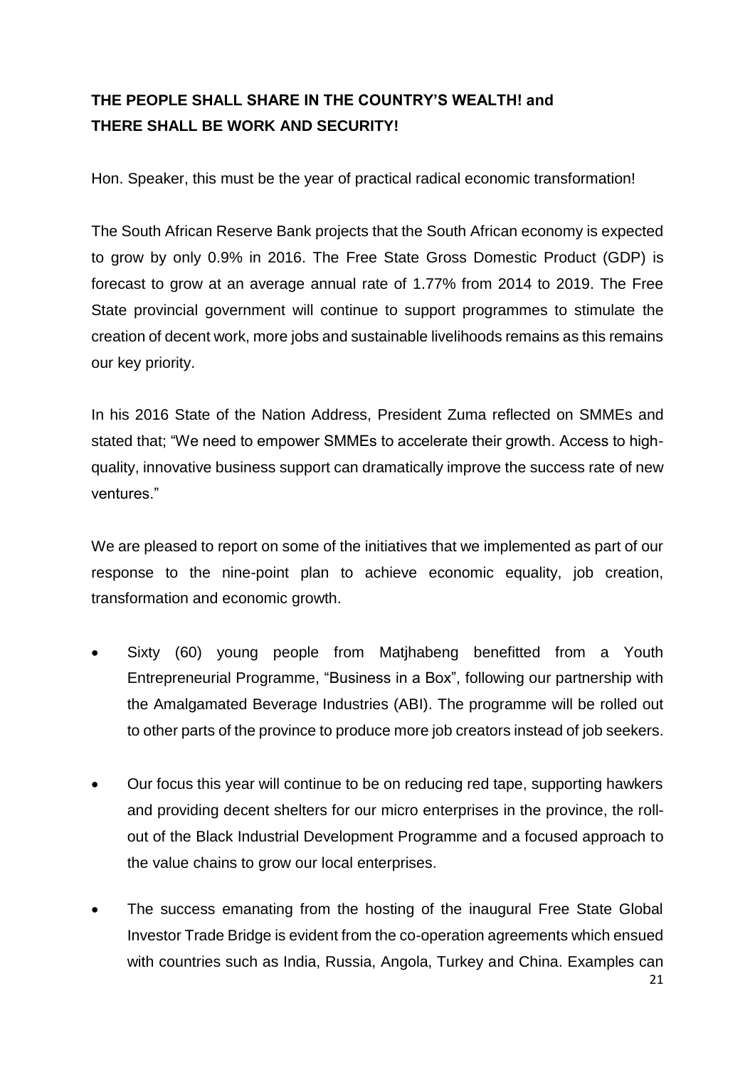**THE PEOPLE SHALL SHARE IN THE COUNTRY'S WEALTH! and THERE SHALL BE WORK AND SECURITY!**

Hon. Speaker, this must be the year of practical radical economic transformation!

The South African Reserve Bank projects that the South African economy is expected to grow by only 0.9% in 2016. The Free State Gross Domestic Product (GDP) is forecast to grow at an average annual rate of 1.77% from 2014 to 2019. The Free State provincial government will continue to support programmes to stimulate the creation of decent work, more jobs and sustainable livelihoods remains as this remains our key priority.

In his 2016 State of the Nation Address, President Zuma reflected on SMMEs and stated that; "We need to empower SMMEs to accelerate their growth. Access to high-quality, innovative business support can dramatically improve the success rate of new ventures."

We are pleased to report on some of the initiatives that we implemented as part of our response to the nine-point plan to achieve economic equality, job creation, transformation and economic growth.

- Sixty (60) young people from Matjhabeng benefitted from a Youth Entrepreneurial Programme, "Business in a Box", following our partnership with the Amalgamated Beverage Industries (ABI). The programme will be rolled out to other parts of the province to produce more job creators instead of job seekers.
- Our focus this year will continue to be on reducing red tape, supporting hawkers and providing decent shelters for our micro enterprises in the province, the roll-out of the Black Industrial Development Programme and a focused approach to the value chains to grow our local enterprises.
- The success emanating from the hosting of the inaugural Free State Global Investor Trade Bridge is evident from the co-operation agreements which ensued with countries such as India, Russia, Angola, Turkey and China. Examples can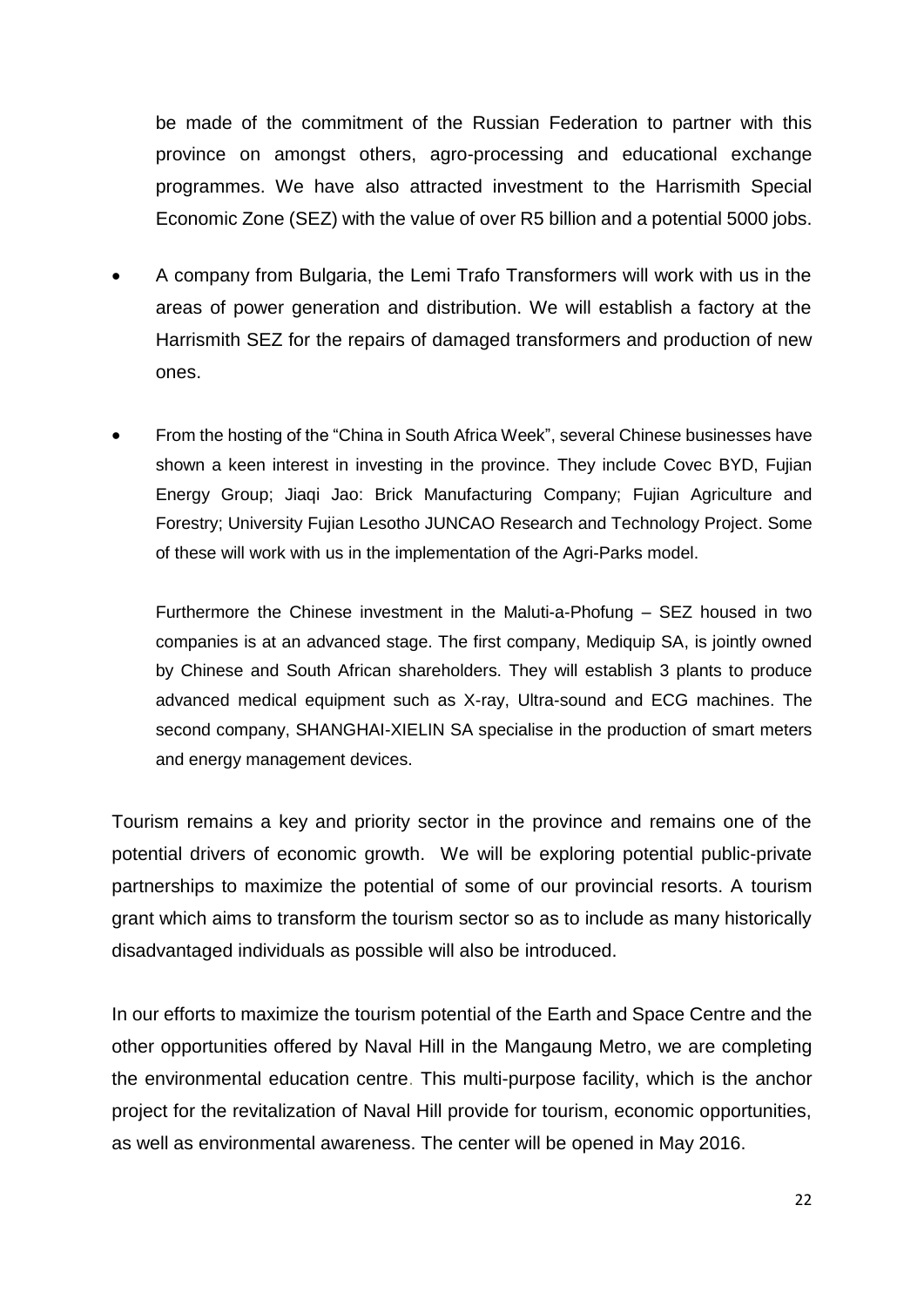be made of the commitment of the Russian Federation to partner with this province on amongst others, agro-processing and educational exchange programmes. We have also attracted investment to the Harrismith Special Economic Zone (SEZ) with the value of over R5 billion and a potential 5000 jobs.

- A company from Bulgaria, the Lemi Trafo Transformers will work with us in the areas of power generation and distribution. We will establish a factory at the Harrismith SEZ for the repairs of damaged transformers and production of new ones.

- From the hosting of the "China in South Africa Week", several Chinese businesses have shown a keen interest in investing in the province. They include Covec BYD, Fujian Energy Group; Jiaqi Jao: Brick Manufacturing Company; Fujian Agriculture and Forestry; University Fujian Lesotho JUNCAO Research and Technology Project. Some of these will work with us in the implementation of the Agri-Parks model.

  Furthermore the Chinese investment in the Maluti-a-Phofung – SEZ housed in two companies is at an advanced stage. The first company, Mediquip SA, is jointly owned by Chinese and South African shareholders. They will establish 3 plants to produce advanced medical equipment such as X-ray, Ultra-sound and ECG machines. The second company, SHANGHAI-XIELIN SA specialise in the production of smart meters and energy management devices.

Tourism remains a key and priority sector in the province and remains one of the potential drivers of economic growth. We will be exploring potential public-private partnerships to maximize the potential of some of our provincial resorts. A tourism grant which aims to transform the tourism sector so as to include as many historically disadvantaged individuals as possible will also be introduced.

In our efforts to maximize the tourism potential of the Earth and Space Centre and the other opportunities offered by Naval Hill in the Mangaung Metro, we are completing the environmental education centre. This multi-purpose facility, which is the anchor project for the revitalization of Naval Hill provide for tourism, economic opportunities, as well as environmental awareness. The center will be opened in May 2016.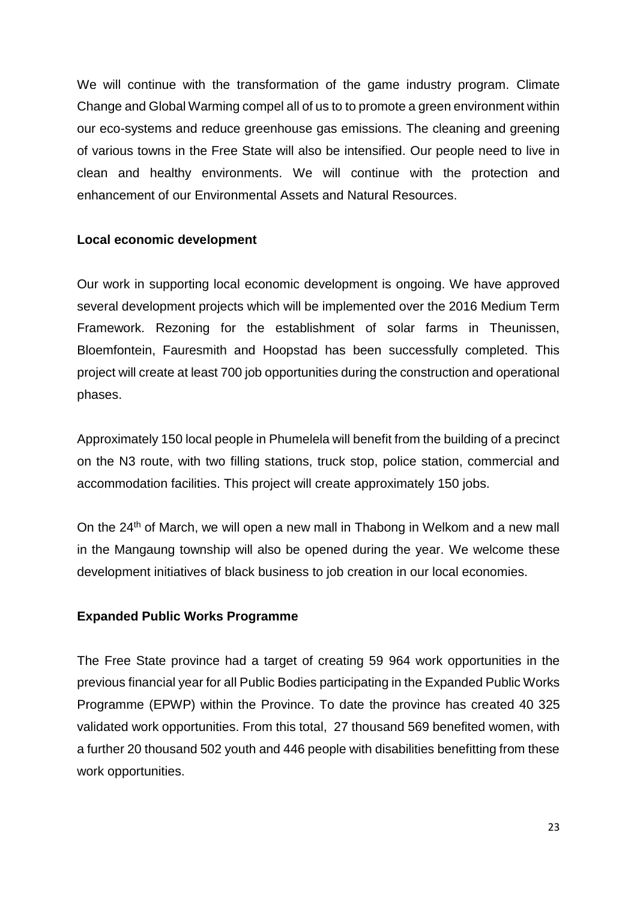We will continue with the transformation of the game industry program. Climate Change and Global Warming compel all of us to to promote a green environment within our eco-systems and reduce greenhouse gas emissions. The cleaning and greening of various towns in the Free State will also be intensified. Our people need to live in clean and healthy environments. We will continue with the protection and enhancement of our Environmental Assets and Natural Resources.

**Local economic development**

Our work in supporting local economic development is ongoing. We have approved several development projects which will be implemented over the 2016 Medium Term Framework. Rezoning for the establishment of solar farms in Theunissen, Bloemfontein, Fauresmith and Hoopstad has been successfully completed. This project will create at least 700 job opportunities during the construction and operational phases.

Approximately 150 local people in Phumelela will benefit from the building of a precinct on the N3 route, with two filling stations, truck stop, police station, commercial and accommodation facilities. This project will create approximately 150 jobs.

On the 24th of March, we will open a new mall in Thabong in Welkom and a new mall in the Mangaung township will also be opened during the year. We welcome these development initiatives of black business to job creation in our local economies.

**Expanded Public Works Programme**

The Free State province had a target of creating 59 964 work opportunities in the previous financial year for all Public Bodies participating in the Expanded Public Works Programme (EPWP) within the Province. To date the province has created 40 325 validated work opportunities. From this total, 27 thousand 569 benefited women, with a further 20 thousand 502 youth and 446 people with disabilities benefitting from these work opportunities.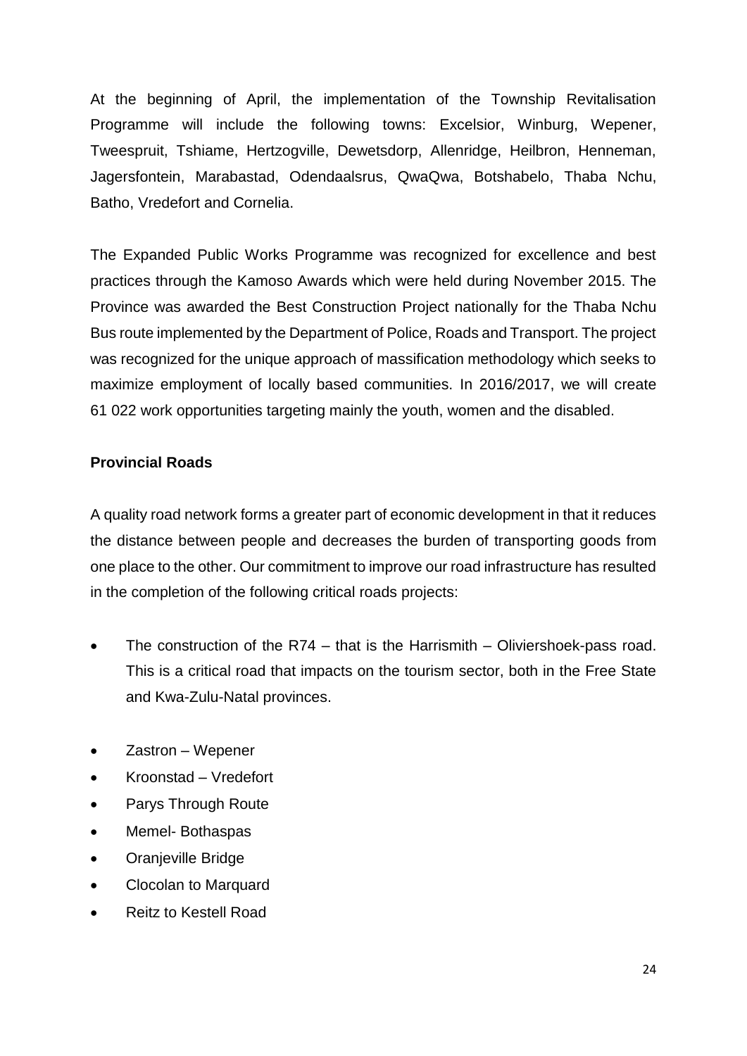At the beginning of April, the implementation of the Township Revitalisation Programme will include the following towns: Excelsior, Winburg, Wepener, Tweespruit, Tshiame, Hertzogville, Dewetsdorp, Allenridge, Heilbron, Henneman, Jagersfontein, Marabastad, Odendaalsrus, QwaQwa, Botshabelo, Thaba Nchu, Batho, Vredefort and Cornelia.

The Expanded Public Works Programme was recognized for excellence and best practices through the Kamoso Awards which were held during November 2015. The Province was awarded the Best Construction Project nationally for the Thaba Nchu Bus route implemented by the Department of Police, Roads and Transport. The project was recognized for the unique approach of massification methodology which seeks to maximize employment of locally based communities. In 2016/2017, we will create 61 022 work opportunities targeting mainly the youth, women and the disabled.

**Provincial Roads**

A quality road network forms a greater part of economic development in that it reduces the distance between people and decreases the burden of transporting goods from one place to the other. Our commitment to improve our road infrastructure has resulted in the completion of the following critical roads projects:

- The construction of the R74 – that is the Harrismith – Oliviershoek-pass road. This is a critical road that impacts on the tourism sector, both in the Free State and Kwa-Zulu-Natal provinces.
- Zastron – Wepener
- Kroonstad – Vredefort
- Parys Through Route
- Memel- Bothaspas
- Oranjeville Bridge
- Clocolan to Marquard
- Reitz to Kestell Road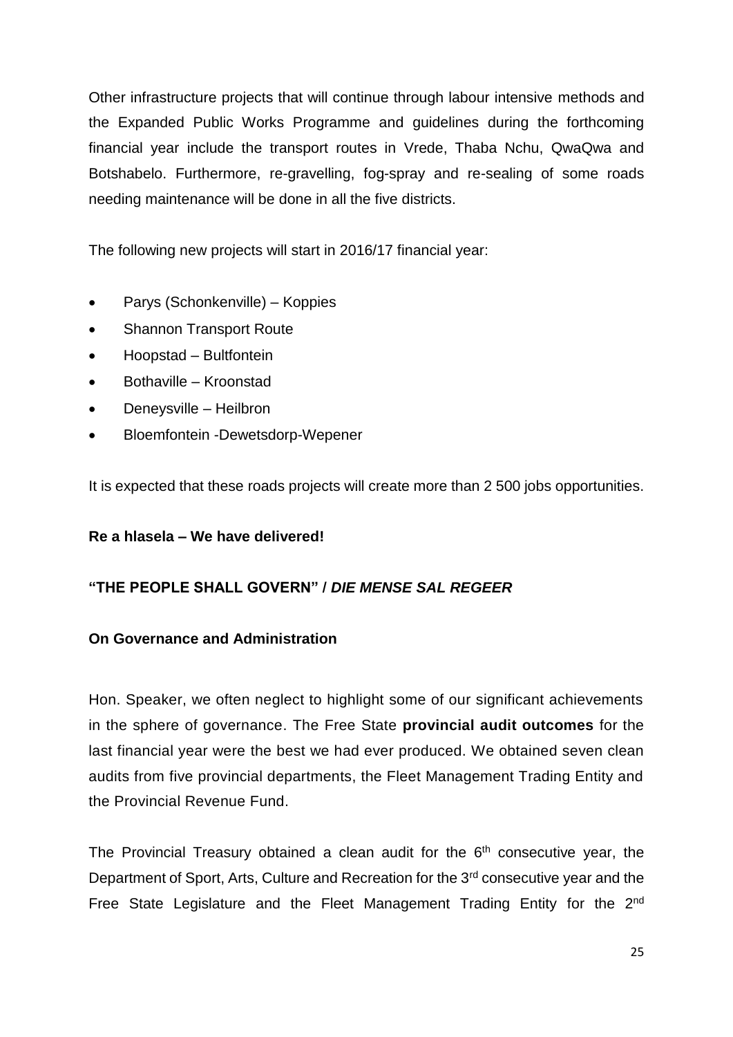Other infrastructure projects that will continue through labour intensive methods and the Expanded Public Works Programme and guidelines during the forthcoming financial year include the transport routes in Vrede, Thaba Nchu, QwaQwa and Botshabelo. Furthermore, re-gravelling, fog-spray and re-sealing of some roads needing maintenance will be done in all the five districts.

The following new projects will start in 2016/17 financial year:

- Parys (Schonkenville) – Koppies
- Shannon Transport Route
- Hoopstad – Bultfontein
- Bothaville – Kroonstad
- Deneysville – Heilbron
- Bloemfontein -Dewetsdorp-Wepener

It is expected that these roads projects will create more than 2 500 jobs opportunities.

**Re a hlasela – We have delivered!**

**"THE PEOPLE SHALL GOVERN" / *DIE MENSE SAL REGEER***

**On Governance and Administration**

Hon. Speaker, we often neglect to highlight some of our significant achievements in the sphere of governance. The Free State **provincial audit outcomes** for the last financial year were the best we had ever produced. We obtained seven clean audits from five provincial departments, the Fleet Management Trading Entity and the Provincial Revenue Fund.

The Provincial Treasury obtained a clean audit for the 6th consecutive year, the Department of Sport, Arts, Culture and Recreation for the 3rd consecutive year and the Free State Legislature and the Fleet Management Trading Entity for the 2nd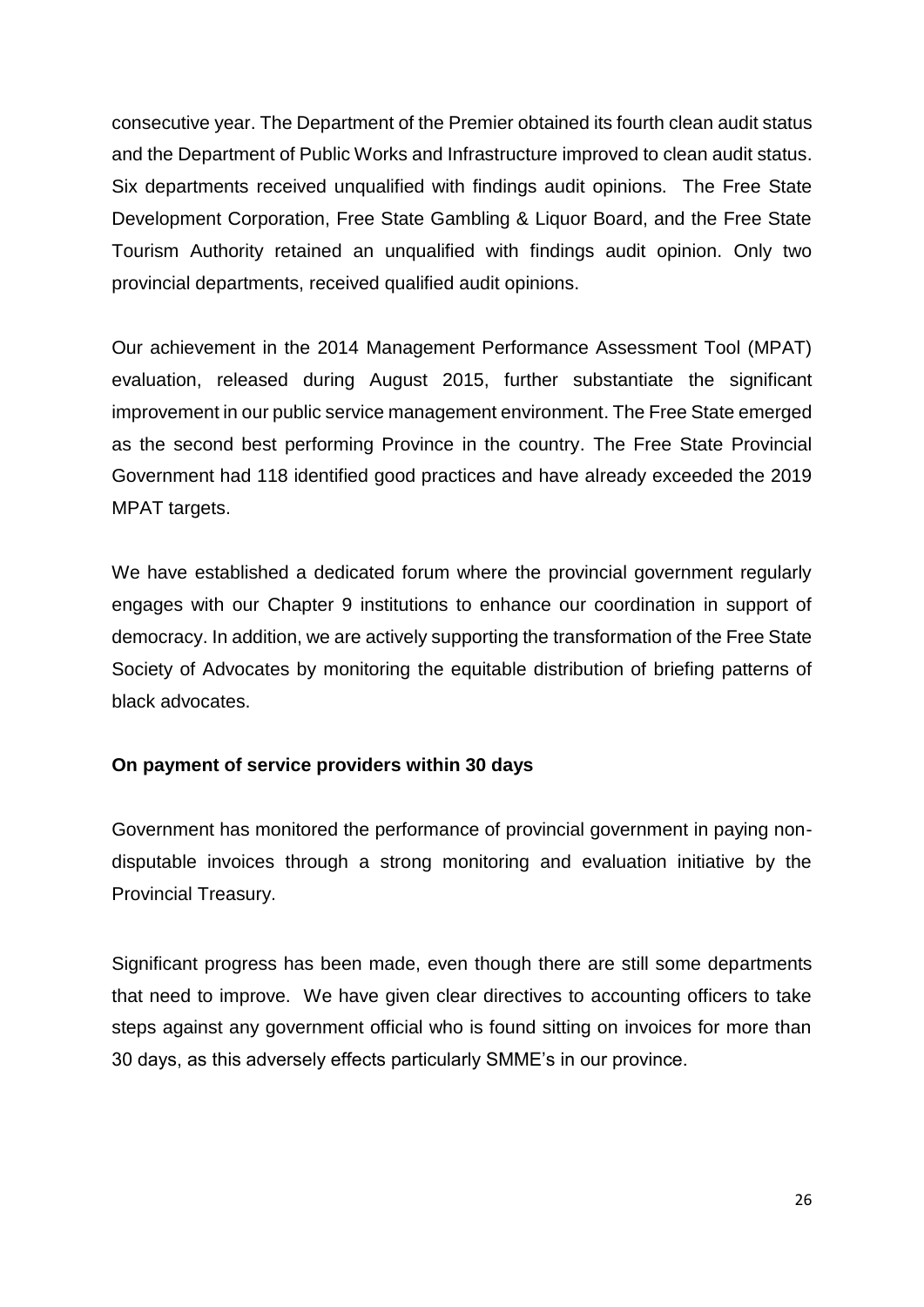consecutive year. The Department of the Premier obtained its fourth clean audit status and the Department of Public Works and Infrastructure improved to clean audit status. Six departments received unqualified with findings audit opinions. The Free State Development Corporation, Free State Gambling & Liquor Board, and the Free State Tourism Authority retained an unqualified with findings audit opinion. Only two provincial departments, received qualified audit opinions.

Our achievement in the 2014 Management Performance Assessment Tool (MPAT) evaluation, released during August 2015, further substantiate the significant improvement in our public service management environment. The Free State emerged as the second best performing Province in the country. The Free State Provincial Government had 118 identified good practices and have already exceeded the 2019 MPAT targets.

We have established a dedicated forum where the provincial government regularly engages with our Chapter 9 institutions to enhance our coordination in support of democracy. In addition, we are actively supporting the transformation of the Free State Society of Advocates by monitoring the equitable distribution of briefing patterns of black advocates.

**On payment of service providers within 30 days**

Government has monitored the performance of provincial government in paying non-disputable invoices through a strong monitoring and evaluation initiative by the Provincial Treasury.

Significant progress has been made, even though there are still some departments that need to improve. We have given clear directives to accounting officers to take steps against any government official who is found sitting on invoices for more than 30 days, as this adversely effects particularly SMME's in our province.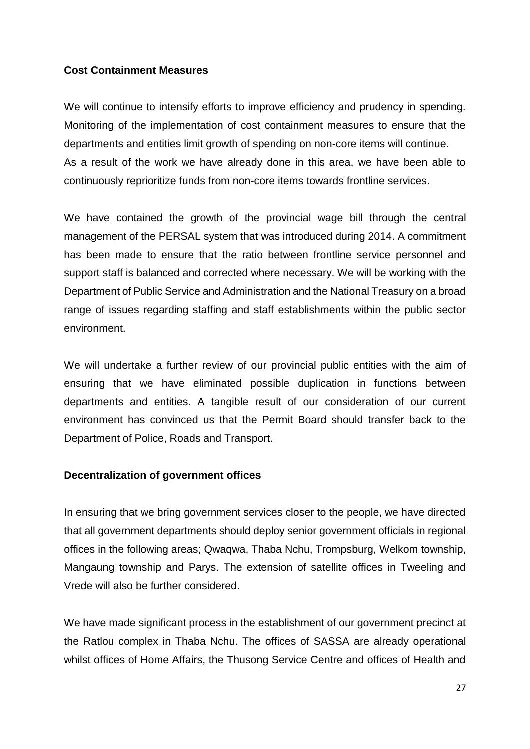**Cost Containment Measures**

We will continue to intensify efforts to improve efficiency and prudency in spending. Monitoring of the implementation of cost containment measures to ensure that the departments and entities limit growth of spending on non-core items will continue.
As a result of the work we have already done in this area, we have been able to continuously reprioritize funds from non-core items towards frontline services.

We have contained the growth of the provincial wage bill through the central management of the PERSAL system that was introduced during 2014. A commitment has been made to ensure that the ratio between frontline service personnel and support staff is balanced and corrected where necessary. We will be working with the Department of Public Service and Administration and the National Treasury on a broad range of issues regarding staffing and staff establishments within the public sector environment.

We will undertake a further review of our provincial public entities with the aim of ensuring that we have eliminated possible duplication in functions between departments and entities. A tangible result of our consideration of our current environment has convinced us that the Permit Board should transfer back to the Department of Police, Roads and Transport.

**Decentralization of government offices**

In ensuring that we bring government services closer to the people, we have directed that all government departments should deploy senior government officials in regional offices in the following areas; Qwaqwa, Thaba Nchu, Trompsburg, Welkom township, Mangaung township and Parys. The extension of satellite offices in Tweeling and Vrede will also be further considered.

We have made significant process in the establishment of our government precinct at the Ratlou complex in Thaba Nchu. The offices of SASSA are already operational whilst offices of Home Affairs, the Thusong Service Centre and offices of Health and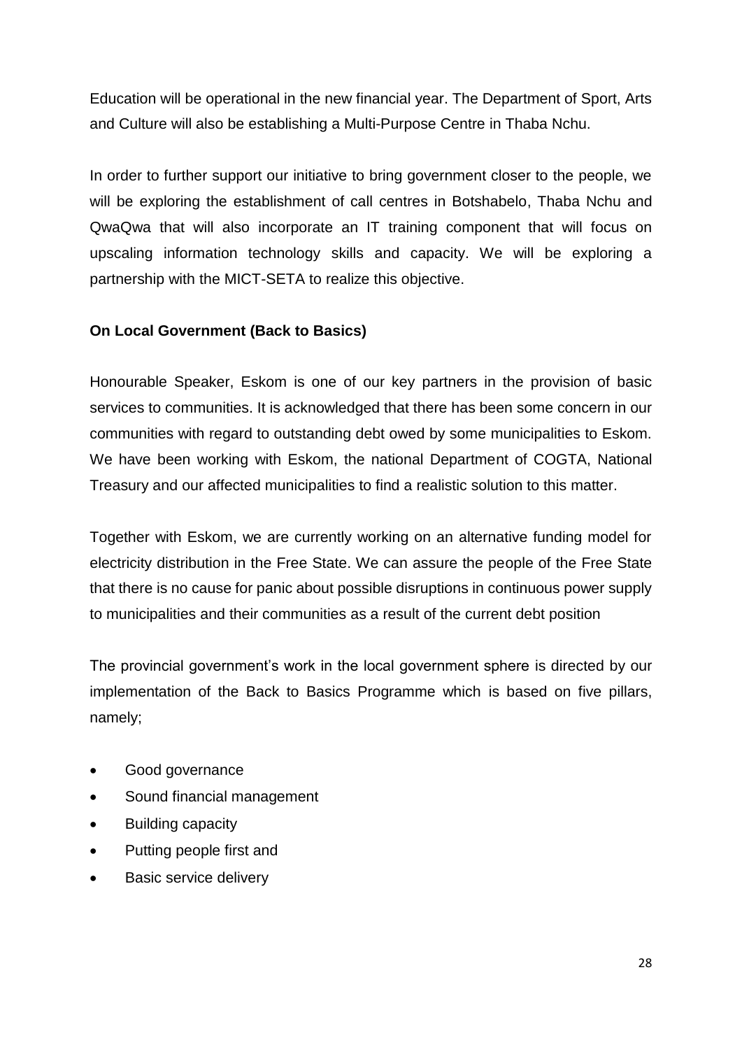Education will be operational in the new financial year. The Department of Sport, Arts and Culture will also be establishing a Multi-Purpose Centre in Thaba Nchu.

In order to further support our initiative to bring government closer to the people, we will be exploring the establishment of call centres in Botshabelo, Thaba Nchu and QwaQwa that will also incorporate an IT training component that will focus on upscaling information technology skills and capacity. We will be exploring a partnership with the MICT-SETA to realize this objective.

**On Local Government (Back to Basics)**

Honourable Speaker, Eskom is one of our key partners in the provision of basic services to communities. It is acknowledged that there has been some concern in our communities with regard to outstanding debt owed by some municipalities to Eskom. We have been working with Eskom, the national Department of COGTA, National Treasury and our affected municipalities to find a realistic solution to this matter.

Together with Eskom, we are currently working on an alternative funding model for electricity distribution in the Free State. We can assure the people of the Free State that there is no cause for panic about possible disruptions in continuous power supply to municipalities and their communities as a result of the current debt position

The provincial government's work in the local government sphere is directed by our implementation of the Back to Basics Programme which is based on five pillars, namely;

- Good governance
- Sound financial management
- Building capacity
- Putting people first and
- Basic service delivery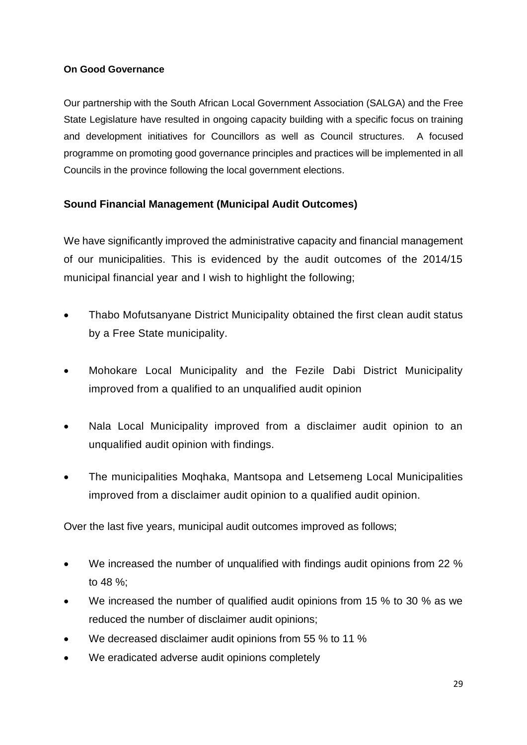**On Good Governance**

Our partnership with the South African Local Government Association (SALGA) and the Free State Legislature have resulted in ongoing capacity building with a specific focus on training and development initiatives for Councillors as well as Council structures. A focused programme on promoting good governance principles and practices will be implemented in all Councils in the province following the local government elections.

## Sound Financial Management (Municipal Audit Outcomes)

We have significantly improved the administrative capacity and financial management of our municipalities. This is evidenced by the audit outcomes of the 2014/15 municipal financial year and I wish to highlight the following;

- Thabo Mofutsanyane District Municipality obtained the first clean audit status by a Free State municipality.

- Mohokare Local Municipality and the Fezile Dabi District Municipality improved from a qualified to an unqualified audit opinion

- Nala Local Municipality improved from a disclaimer audit opinion to an unqualified audit opinion with findings.

- The municipalities Moqhaka, Mantsopa and Letsemeng Local Municipalities improved from a disclaimer audit opinion to a qualified audit opinion.

Over the last five years, municipal audit outcomes improved as follows;

- We increased the number of unqualified with findings audit opinions from 22 % to 48 %;
- We increased the number of qualified audit opinions from 15 % to 30 % as we reduced the number of disclaimer audit opinions;
- We decreased disclaimer audit opinions from 55 % to 11 %
- We eradicated adverse audit opinions completely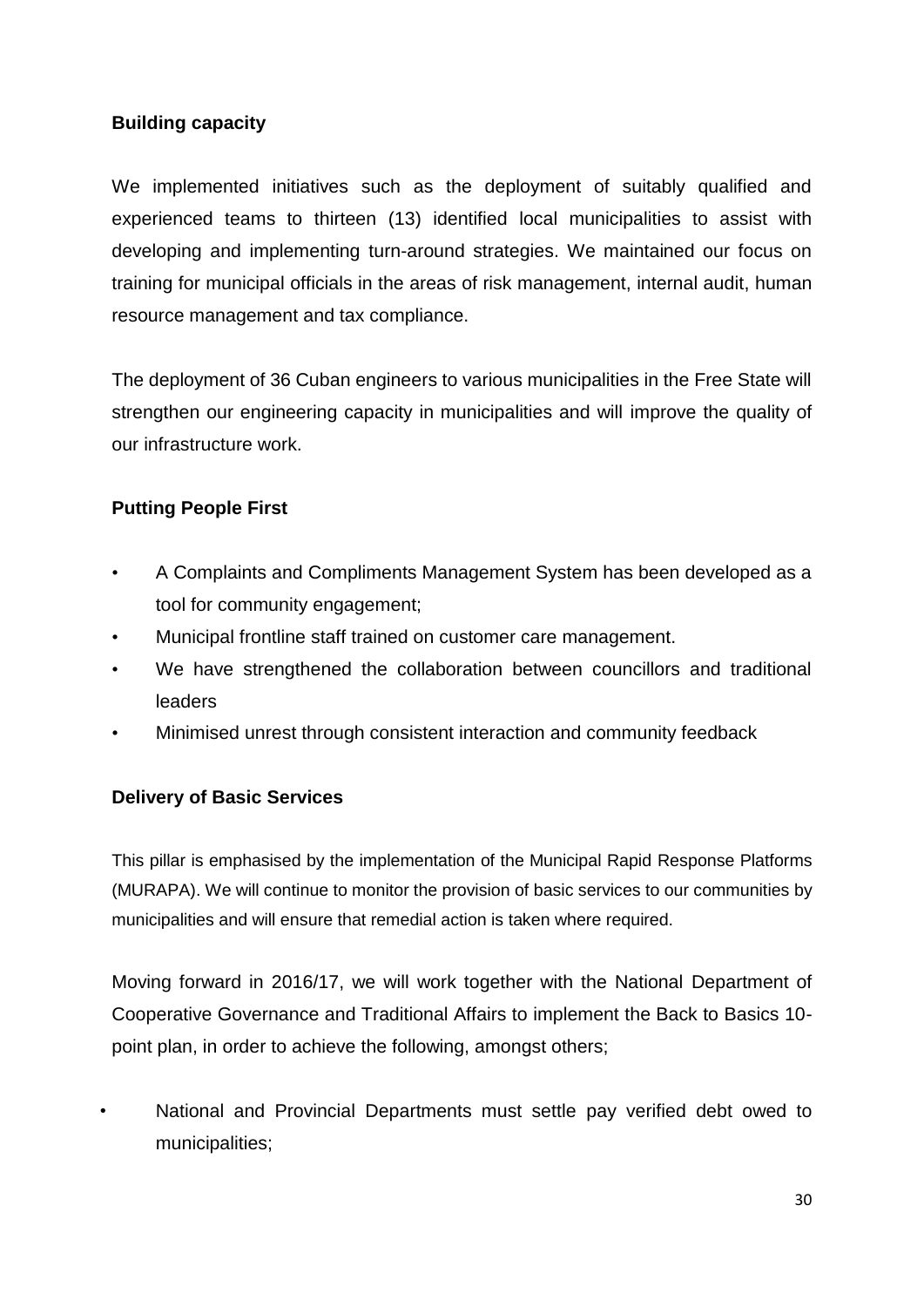**Building capacity**

We implemented initiatives such as the deployment of suitably qualified and experienced teams to thirteen (13) identified local municipalities to assist with developing and implementing turn-around strategies. We maintained our focus on training for municipal officials in the areas of risk management, internal audit, human resource management and tax compliance.

The deployment of 36 Cuban engineers to various municipalities in the Free State will strengthen our engineering capacity in municipalities and will improve the quality of our infrastructure work.

**Putting People First**

- A Complaints and Compliments Management System has been developed as a tool for community engagement;
- Municipal frontline staff trained on customer care management.
- We have strengthened the collaboration between councillors and traditional leaders
- Minimised unrest through consistent interaction and community feedback

**Delivery of Basic Services**

This pillar is emphasised by the implementation of the Municipal Rapid Response Platforms (MURAPA). We will continue to monitor the provision of basic services to our communities by municipalities and will ensure that remedial action is taken where required.

Moving forward in 2016/17, we will work together with the National Department of Cooperative Governance and Traditional Affairs to implement the Back to Basics 10-point plan, in order to achieve the following, amongst others;

- National and Provincial Departments must settle pay verified debt owed to municipalities;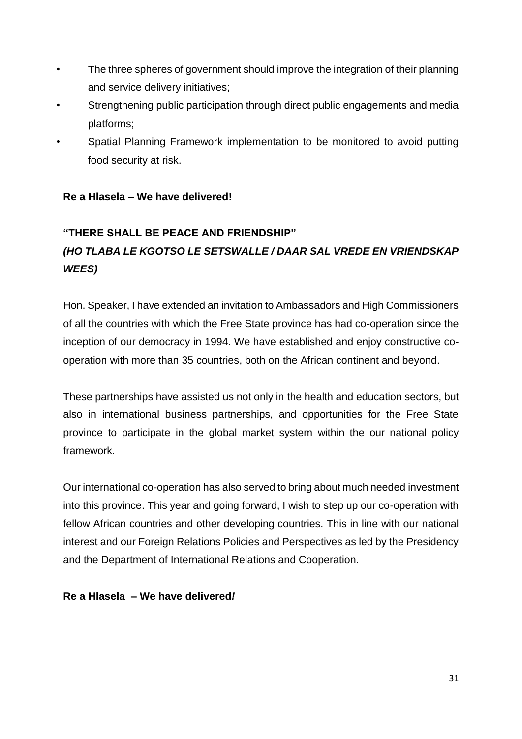- The three spheres of government should improve the integration of their planning and service delivery initiatives;
- Strengthening public participation through direct public engagements and media platforms;
- Spatial Planning Framework implementation to be monitored to avoid putting food security at risk.

**Re a Hlasela – We have delivered!**

**"THERE SHALL BE PEACE AND FRIENDSHIP"**
***(HO TLABA LE KGOTSO LE SETSWALLE / DAAR SAL VREDE EN VRIENDSKAP WEES)***

Hon. Speaker, I have extended an invitation to Ambassadors and High Commissioners of all the countries with which the Free State province has had co-operation since the inception of our democracy in 1994. We have established and enjoy constructive co-operation with more than 35 countries, both on the African continent and beyond.

These partnerships have assisted us not only in the health and education sectors, but also in international business partnerships, and opportunities for the Free State province to participate in the global market system within the our national policy framework.

Our international co-operation has also served to bring about much needed investment into this province. This year and going forward, I wish to step up our co-operation with fellow African countries and other developing countries. This in line with our national interest and our Foreign Relations Policies and Perspectives as led by the Presidency and the Department of International Relations and Cooperation.

**Re a Hlasela – We have delivered*!***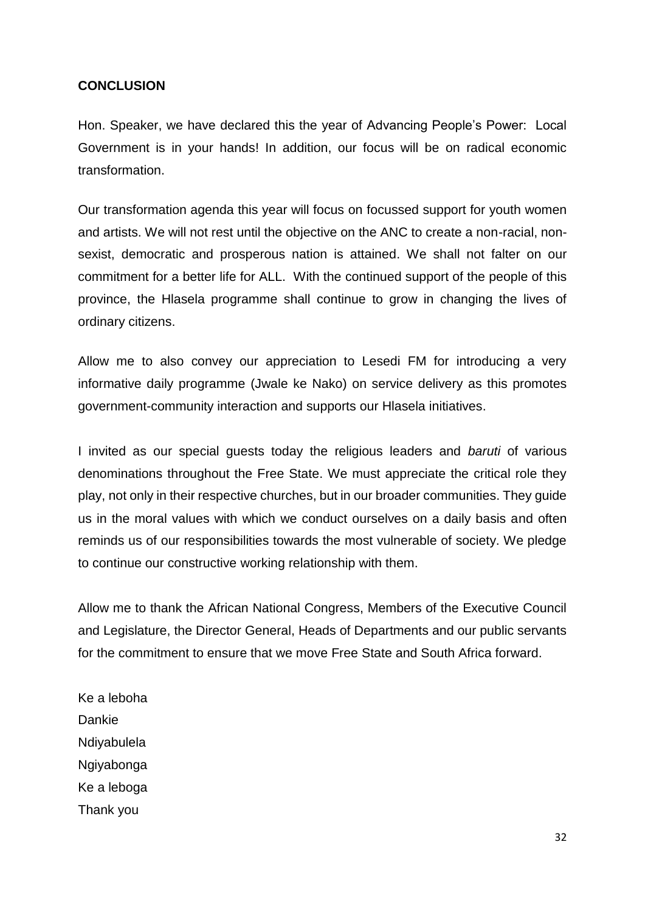## CONCLUSION

Hon. Speaker, we have declared this the year of Advancing People's Power: Local Government is in your hands! In addition, our focus will be on radical economic transformation.

Our transformation agenda this year will focus on focussed support for youth women and artists. We will not rest until the objective on the ANC to create a non-racial, non-sexist, democratic and prosperous nation is attained. We shall not falter on our commitment for a better life for ALL. With the continued support of the people of this province, the Hlasela programme shall continue to grow in changing the lives of ordinary citizens.

Allow me to also convey our appreciation to Lesedi FM for introducing a very informative daily programme (Jwale ke Nako) on service delivery as this promotes government-community interaction and supports our Hlasela initiatives.

I invited as our special guests today the religious leaders and *baruti* of various denominations throughout the Free State. We must appreciate the critical role they play, not only in their respective churches, but in our broader communities. They guide us in the moral values with which we conduct ourselves on a daily basis and often reminds us of our responsibilities towards the most vulnerable of society. We pledge to continue our constructive working relationship with them.

Allow me to thank the African National Congress, Members of the Executive Council and Legislature, the Director General, Heads of Departments and our public servants for the commitment to ensure that we move Free State and South Africa forward.

Ke a leboha
Dankie
Ndiyabulela
Ngiyabonga
Ke a leboga
Thank you